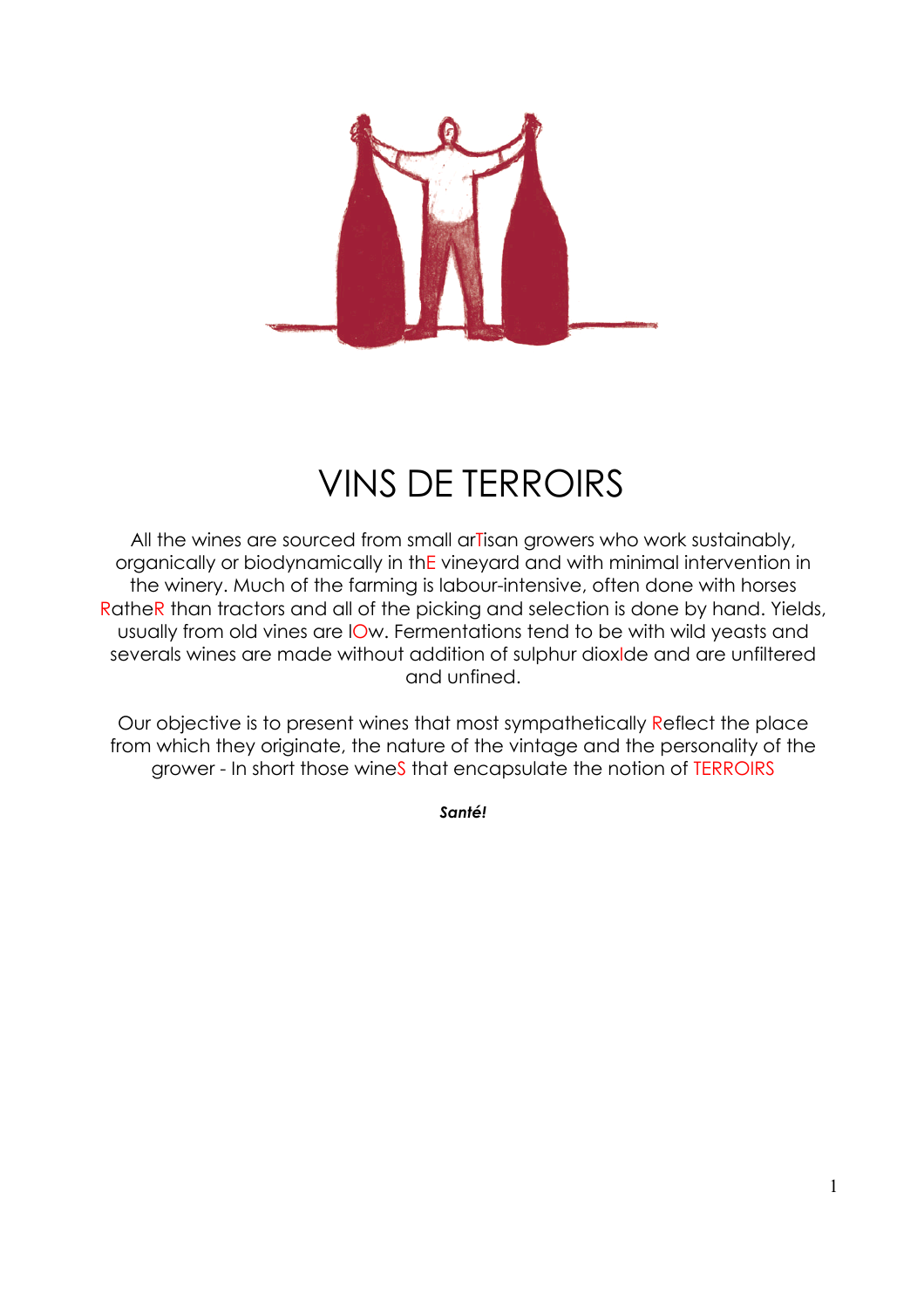# VINS DE TERROIRS

All the wines are sourced from small arTisan growers who work sustainably, organically or biodynamically in thE vineyard and with minimal intervention in the winery. Much of the farming is labour-intensive, often done with horses RatheR than tractors and all of the picking and selection is done by hand. Yields, usually from old vines are lOw. Fermentations tend to be with wild yeasts and severals wines are made without addition of sulphur dioxIde and are unfiltered and unfined.

Our objective is to present wines that most sympathetically Reflect the place from which they originate, the nature of the vintage and the personality of the grower - In short those wineS that encapsulate the notion of TERROIRS

***Santé!***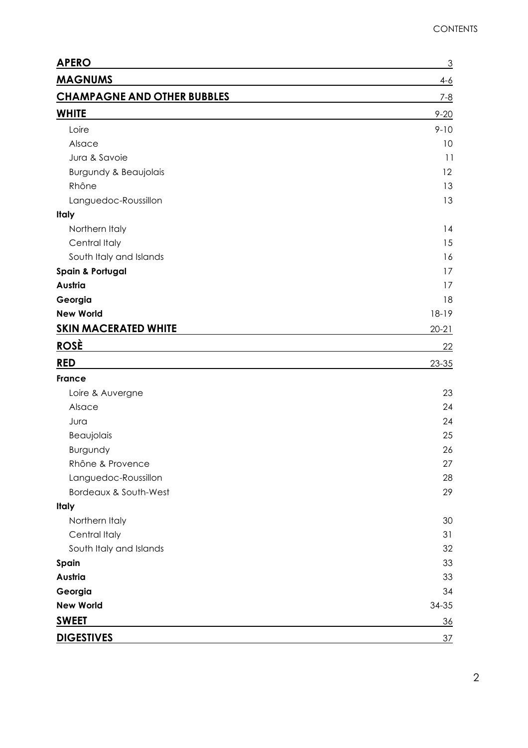# CONTENTS

| Section | Page |
|---|---|
| **APERO** | 3 |
| **MAGNUMS** | 4-6 |
| **CHAMPAGNE AND OTHER BUBBLES** | 7-8 |
| **WHITE** | 9-20 |
| Loire | 9-10 |
| Alsace | 10 |
| Jura & Savoie | 11 |
| Burgundy & Beaujolais | 12 |
| Rhône | 13 |
| Languedoc-Roussillon | 13 |
| **Italy** | |
| Northern Italy | 14 |
| Central Italy | 15 |
| South Italy and Islands | 16 |
| **Spain & Portugal** | 17 |
| **Austria** | 17 |
| **Georgia** | 18 |
| **New World** | 18-19 |
| **SKIN MACERATED WHITE** | 20-21 |
| **ROSÈ** | 22 |
| **RED** | 23-35 |
| **France** | |
| Loire & Auvergne | 23 |
| Alsace | 24 |
| Jura | 24 |
| Beaujolais | 25 |
| Burgundy | 26 |
| Rhône & Provence | 27 |
| Languedoc-Roussillon | 28 |
| Bordeaux & South-West | 29 |
| **Italy** | |
| Northern Italy | 30 |
| Central Italy | 31 |
| South Italy and Islands | 32 |
| **Spain** | 33 |
| **Austria** | 33 |
| **Georgia** | 34 |
| **New World** | 34-35 |
| **SWEET** | 36 |
| **DIGESTIVES** | 37 |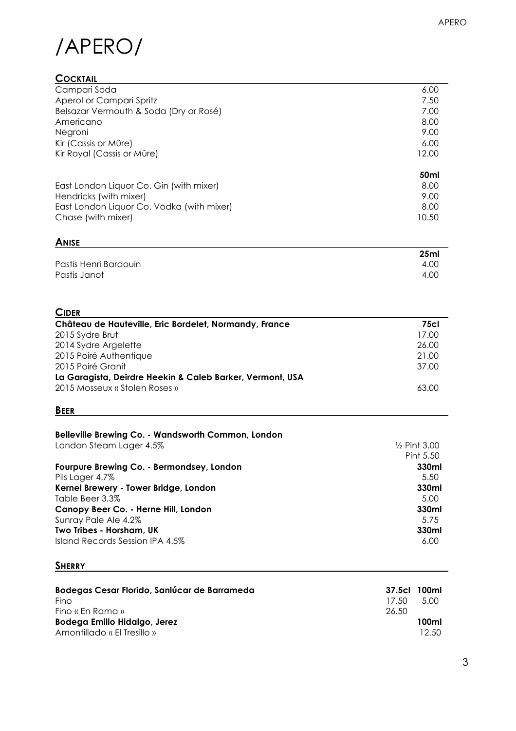# /APERO/

## COCKTAIL

| | |
|---|---|
| Campari Soda | 6.00 |
| Aperol or Campari Spritz | 7.50 |
| Belsazar Vermouth & Soda (Dry or Rosé) | 7.00 |
| Americano | 8.00 |
| Negroni | 9.00 |
| Kir (Cassis or Mûre) | 6.00 |
| Kir Royal (Cassis or Mûre) | 12.00 |
| | **50ml** |
| East London Liquor Co. Gin (with mixer) | 8.00 |
| Hendricks (with mixer) | 9.00 |
| East London Liquor Co. Vodka (with mixer) | 8.00 |
| Chase (with mixer) | 10.50 |

## ANISE

| | **25ml** |
|---|---|
| Pastis Henri Bardouin | 4.00 |
| Pastis Janot | 4.00 |

## CIDER

| **Château de Hauteville, Eric Bordelet, Normandy, France** | **75cl** |
|---|---|
| 2015 Sydre Brut | 17.00 |
| 2014 Sydre Argelette | 26.00 |
| 2015 Poiré Authentique | 21.00 |
| 2015 Poiré Granit | 37.00 |
| **La Garagista, Deirdre Heekin & Caleb Barker, Vermont, USA** | |
| 2015 Mosseux « Stolen Roses » | 63.00 |

## BEER

| | |
|---|---|
| **Belleville Brewing Co. - Wandsworth Common, London** | |
| London Steam Lager 4.5% | ½ Pint 3.00<br>Pint 5.50 |
| **Fourpure Brewing Co. - Bermondsey, London** | **330ml** |
| Pils Lager 4.7% | 5.50 |
| **Kernel Brewery - Tower Bridge, London** | **330ml** |
| Table Beer 3.3% | 5.00 |
| **Canopy Beer Co. - Herne Hill, London** | **330ml** |
| Sunray Pale Ale 4.2% | 5.75 |
| **Two Tribes - Horsham, UK** | **330ml** |
| Island Records Session IPA 4.5% | 6.00 |

## SHERRY

| **Bodegas Cesar Florido, Sanlúcar de Barrameda** | **37.5cl** | **100ml** |
|---|---|---|
| Fino | 17.50 | 5.00 |
| Fino « En Rama » | 26.50 | |
| **Bodega Emilio Hidalgo, Jerez** | | **100ml** |
| Amontillado « El Tresillo » | | 12.50 |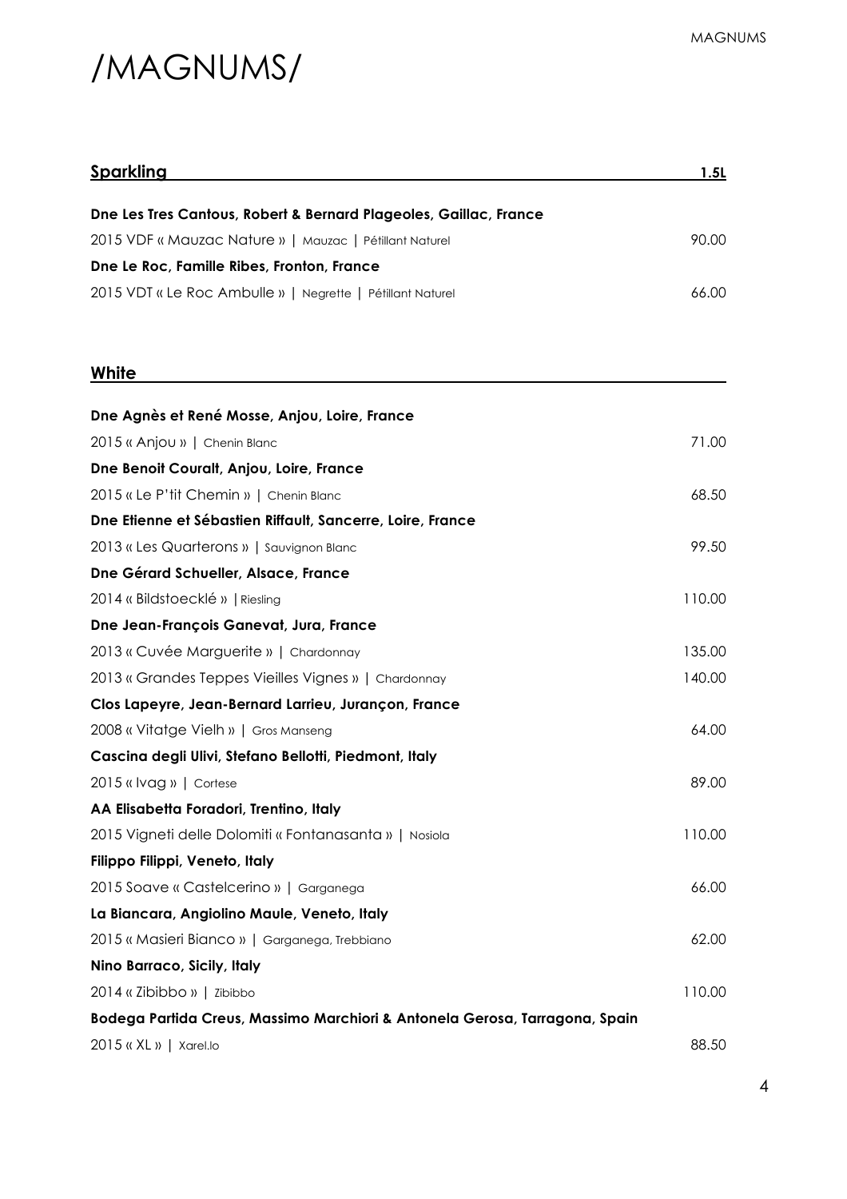# /MAGNUMS/

## Sparkling

| | 1.5L |
|---|---|
| **Dne Les Tres Cantous, Robert & Bernard Plageoles, Gaillac, France** | |
| 2015 VDF « Mauzac Nature » \| Mauzac \| Pétillant Naturel | 90.00 |
| **Dne Le Roc, Famille Ribes, Fronton, France** | |
| 2015 VDT « Le Roc Ambulle » \| Negrette \| Pétillant Naturel | 66.00 |

## White

| | |
|---|---|
| **Dne Agnès et René Mosse, Anjou, Loire, France** | |
| 2015 « Anjou » \| Chenin Blanc | 71.00 |
| **Dne Benoit Couralt, Anjou, Loire, France** | |
| 2015 « Le P'tit Chemin » \| Chenin Blanc | 68.50 |
| **Dne Etienne et Sébastien Riffault, Sancerre, Loire, France** | |
| 2013 « Les Quarterons » \| Sauvignon Blanc | 99.50 |
| **Dne Gérard Schueller, Alsace, France** | |
| 2014 « Bildstoecklé » \| Riesling | 110.00 |
| **Dne Jean-François Ganevat, Jura, France** | |
| 2013 « Cuvée Marguerite » \| Chardonnay | 135.00 |
| 2013 « Grandes Teppes Vieilles Vignes » \| Chardonnay | 140.00 |
| **Clos Lapeyre, Jean-Bernard Larrieu, Jurançon, France** | |
| 2008 « Vitatge Vielh » \| Gros Manseng | 64.00 |
| **Cascina degli Ulivi, Stefano Bellotti, Piedmont, Italy** | |
| 2015 « Ivag » \| Cortese | 89.00 |
| **AA Elisabetta Foradori, Trentino, Italy** | |
| 2015 Vigneti delle Dolomiti « Fontanasanta » \| Nosiola | 110.00 |
| **Filippo Filippi, Veneto, Italy** | |
| 2015 Soave « Castelcerino » \| Garganega | 66.00 |
| **La Biancara, Angiolino Maule, Veneto, Italy** | |
| 2015 « Masieri Bianco » \| Garganega, Trebbiano | 62.00 |
| **Nino Barraco, Sicily, Italy** | |
| 2014 « Zibibbo » \| Zibibbo | 110.00 |
| **Bodega Partida Creus, Massimo Marchiori & Antonela Gerosa, Tarragona, Spain** | |
| 2015 « XL » \| Xarel.lo | 88.50 |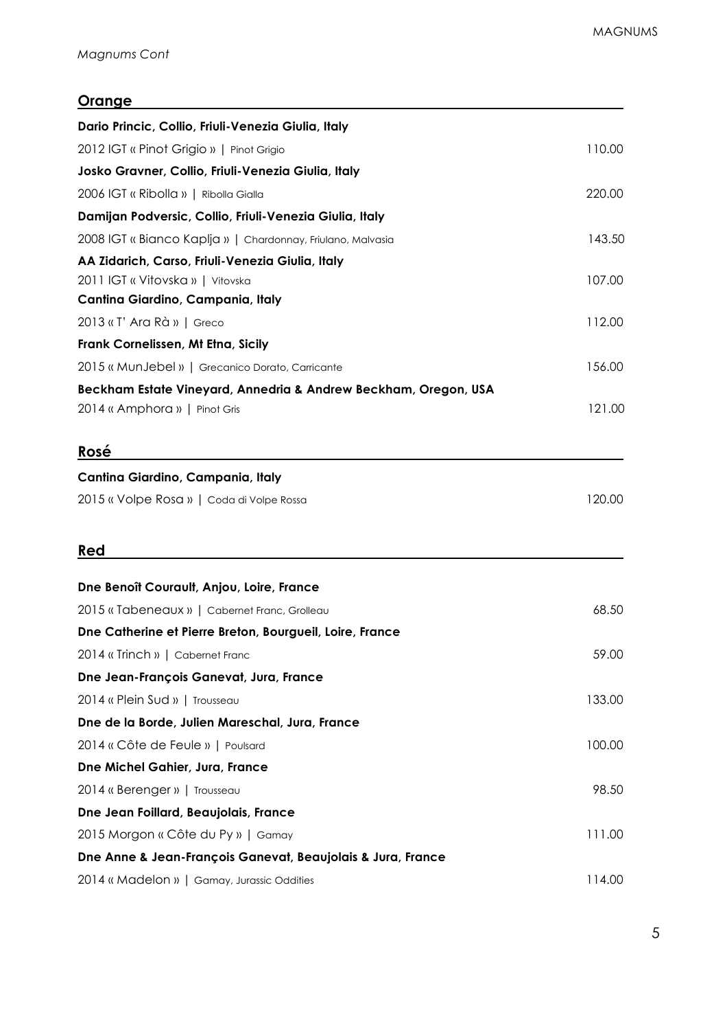*Magnums Cont*

## Orange

| | |
|---|---|
| **Dario Princic, Collio, Friuli-Venezia Giulia, Italy** | |
| 2012 IGT « Pinot Grigio » \| Pinot Grigio | 110.00 |
| **Josko Gravner, Collio, Friuli-Venezia Giulia, Italy** | |
| 2006 IGT « Ribolla » \| Ribolla Gialla | 220.00 |
| **Damijan Podversic, Collio, Friuli-Venezia Giulia, Italy** | |
| 2008 IGT « Bianco Kaplja » \| Chardonnay, Friulano, Malvasia | 143.50 |
| **AA Zidarich, Carso, Friuli-Venezia Giulia, Italy** | |
| 2011 IGT « Vitovska » \| Vitovska | 107.00 |
| **Cantina Giardino, Campania, Italy** | |
| 2013 « T' Ara Rà » \| Greco | 112.00 |
| **Frank Cornelissen, Mt Etna, Sicily** | |
| 2015 « MunJebel » \| Grecanico Dorato, Carricante | 156.00 |
| **Beckham Estate Vineyard, Annedria & Andrew Beckham, Oregon, USA** | |
| 2014 « Amphora » \| Pinot Gris | 121.00 |

## Rosé

| | |
|---|---|
| **Cantina Giardino, Campania, Italy** | |
| 2015 « Volpe Rosa » \| Coda di Volpe Rossa | 120.00 |

## Red

| | |
|---|---|
| **Dne Benoît Courault, Anjou, Loire, France** | |
| 2015 « Tabeneaux » \| Cabernet Franc, Grolleau | 68.50 |
| **Dne Catherine et Pierre Breton, Bourgueil, Loire, France** | |
| 2014 « Trinch » \| Cabernet Franc | 59.00 |
| **Dne Jean-François Ganevat, Jura, France** | |
| 2014 « Plein Sud » \| Trousseau | 133.00 |
| **Dne de la Borde, Julien Mareschal, Jura, France** | |
| 2014 « Côte de Feule » \| Poulsard | 100.00 |
| **Dne Michel Gahier, Jura, France** | |
| 2014 « Berenger » \| Trousseau | 98.50 |
| **Dne Jean Foillard, Beaujolais, France** | |
| 2015 Morgon « Côte du Py » \| Gamay | 111.00 |
| **Dne Anne & Jean-François Ganevat, Beaujolais & Jura, France** | |
| 2014 « Madelon » \| Gamay, Jurassic Oddities | 114.00 |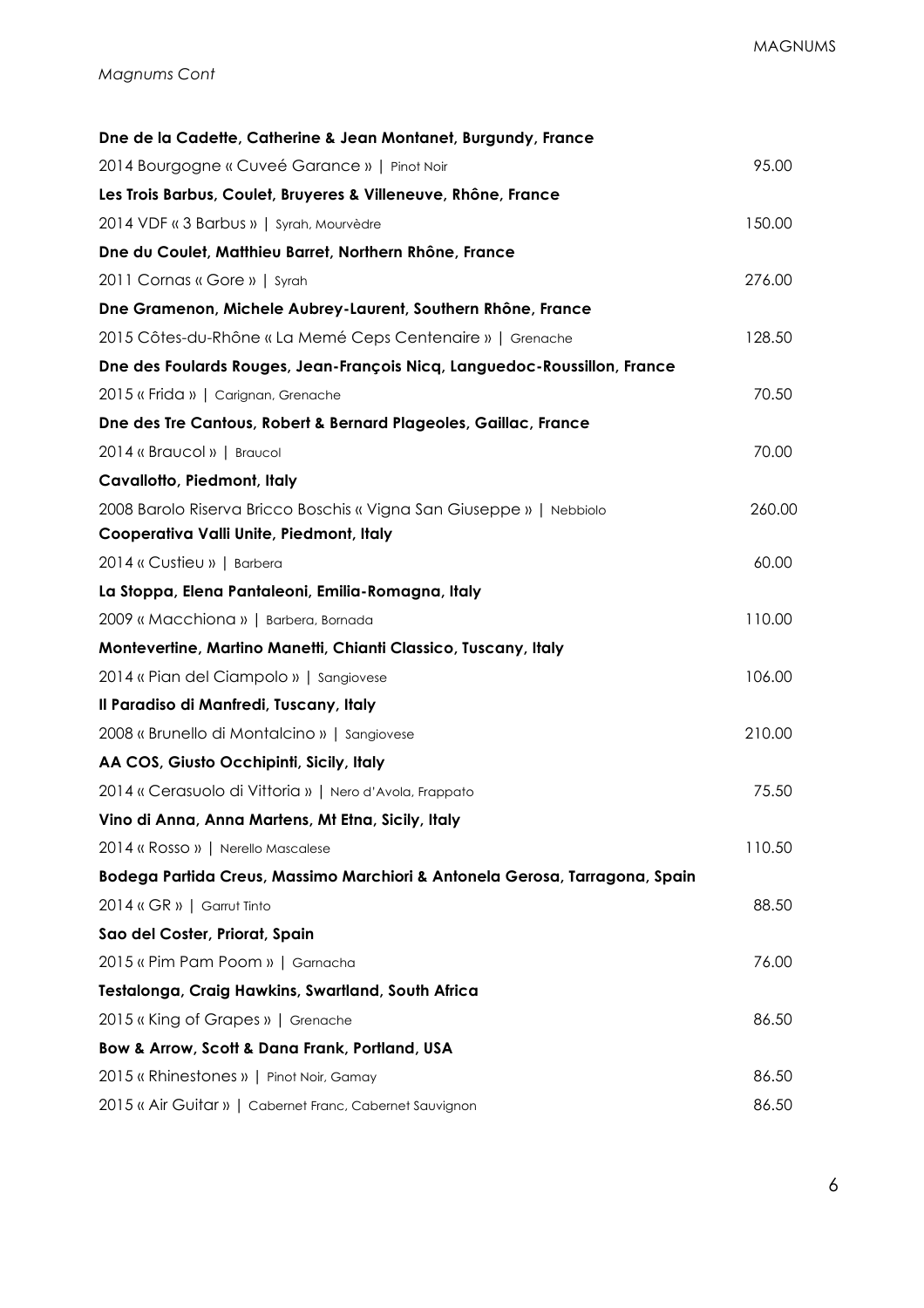*Magnums Cont*

**Dne de la Cadette, Catherine & Jean Montanet, Burgundy, France**

2014 Bourgogne « Cuveé Garance » | Pinot Noir — 95.00

**Les Trois Barbus, Coulet, Bruyeres & Villeneuve, Rhône, France**

2014 VDF « 3 Barbus » | Syrah, Mourvèdre — 150.00

**Dne du Coulet, Matthieu Barret, Northern Rhône, France**

2011 Cornas « Gore » | Syrah — 276.00

**Dne Gramenon, Michele Aubrey-Laurent, Southern Rhône, France**

2015 Côtes-du-Rhône « La Memé Ceps Centenaire » | Grenache — 128.50

**Dne des Foulards Rouges, Jean-François Nicq, Languedoc-Roussillon, France**

2015 « Frida » | Carignan, Grenache — 70.50

**Dne des Tre Cantous, Robert & Bernard Plageoles, Gaillac, France**

2014 « Braucol » | Braucol — 70.00

**Cavallotto, Piedmont, Italy**

2008 Barolo Riserva Bricco Boschis « Vigna San Giuseppe » | Nebbiolo — 260.00

**Cooperativa Valli Unite, Piedmont, Italy**

2014 « Custieu » | Barbera — 60.00

**La Stoppa, Elena Pantaleoni, Emilia-Romagna, Italy**

2009 « Macchiona » | Barbera, Bornada — 110.00

**Montevertine, Martino Manetti, Chianti Classico, Tuscany, Italy**

2014 « Pian del Ciampolo » | Sangiovese — 106.00

**Il Paradiso di Manfredi, Tuscany, Italy**

2008 « Brunello di Montalcino » | Sangiovese — 210.00

**AA COS, Giusto Occhipinti, Sicily, Italy**

2014 « Cerasuolo di Vittoria » | Nero d'Avola, Frappato — 75.50

**Vino di Anna, Anna Martens, Mt Etna, Sicily, Italy**

2014 « Rosso » | Nerello Mascalese — 110.50

**Bodega Partida Creus, Massimo Marchiori & Antonela Gerosa, Tarragona, Spain**

2014 « GR » | Garrut Tinto — 88.50

**Sao del Coster, Priorat, Spain**

2015 « Pim Pam Poom » | Garnacha — 76.00

**Testalonga, Craig Hawkins, Swartland, South Africa**

2015 « King of Grapes » | Grenache — 86.50

**Bow & Arrow, Scott & Dana Frank, Portland, USA**

2015 « Rhinestones » | Pinot Noir, Gamay — 86.50

2015 « Air Guitar » | Cabernet Franc, Cabernet Sauvignon — 86.50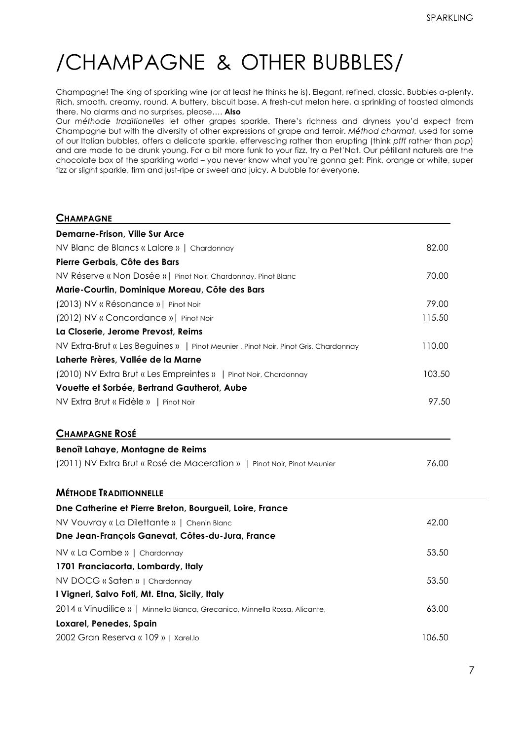# /CHAMPAGNE & OTHER BUBBLES/

Champagne! The king of sparkling wine (or at least he thinks he is). Elegant, refined, classic. Bubbles a-plenty. Rich, smooth, creamy, round. A buttery, biscuit base. A fresh-cut melon here, a sprinkling of toasted almonds there. No alarms and no surprises, please…. **Also**

Our *méthode traditionelles* let other grapes sparkle. There's richness and dryness you'd expect from Champagne but with the diversity of other expressions of grape and terroir. *Méthod charmat,* used for some of our Italian bubbles, offers a delicate sparkle, effervescing rather than erupting (think *pfff* rather than *pop*) and are made to be drunk young. For a bit more funk to your fizz, try a Pet'Nat. Our pétillant naturels are the chocolate box of the sparkling world – you never know what you're gonna get: Pink, orange or white, super fizz or slight sparkle, firm and just-ripe or sweet and juicy. A bubble for everyone.

## CHAMPAGNE

| | |
|---|---|
| **Demarne-Frison, Ville Sur Arce** | |
| NV Blanc de Blancs « Lalore » \| Chardonnay | 82.00 |
| **Pierre Gerbais, Côte des Bars** | |
| NV Réserve « Non Dosée »\| Pinot Noir, Chardonnay, Pinot Blanc | 70.00 |
| **Marie-Courtin, Dominique Moreau, Côte des Bars** | |
| (2013) NV « Résonance »\| Pinot Noir | 79.00 |
| (2012) NV « Concordance »\| Pinot Noir | 115.50 |
| **La Closerie, Jerome Prevost, Reims** | |
| NV Extra-Brut « Les Beguines » \| Pinot Meunier , Pinot Noir, Pinot Gris, Chardonnay | 110.00 |
| **Laherte Frères, Vallée de la Marne** | |
| (2010) NV Extra Brut « Les Empreintes » \| Pinot Noir, Chardonnay | 103.50 |
| **Vouette et Sorbée, Bertrand Gautherot, Aube** | |
| NV Extra Brut « Fidèle » \| Pinot Noir | 97.50 |

## CHAMPAGNE ROSÉ

| | |
|---|---|
| **Benoît Lahaye, Montagne de Reims** | |
| (2011) NV Extra Brut « Rosé de Maceration » \| Pinot Noir, Pinot Meunier | 76.00 |

## MÉTHODE TRADITIONNELLE

| | |
|---|---|
| **Dne Catherine et Pierre Breton, Bourgueil, Loire, France** | |
| NV Vouvray « La Dilettante » \| Chenin Blanc | 42.00 |
| **Dne Jean-François Ganevat, Côtes-du-Jura, France** | |
| NV « La Combe » \| Chardonnay | 53.50 |
| **1701 Franciacorta, Lombardy, Italy** | |
| NV DOCG « Saten » \| Chardonnay | 53.50 |
| **I Vigneri, Salvo Foti, Mt. Etna, Sicily, Italy** | |
| 2014 « Vinudilice » \| Minnella Bianca, Grecanico, Minnella Rossa, Alicante, | 63.00 |
| **Loxarel, Penedes, Spain** | |
| 2002 Gran Reserva « 109 » \| Xarel.lo | 106.50 |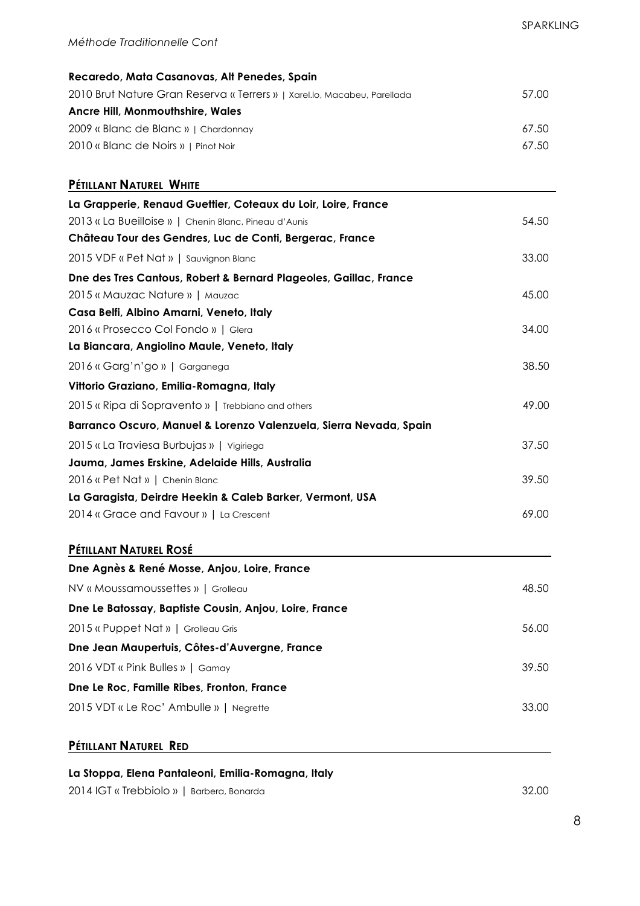*Méthode Traditionnelle Cont*

**Recaredo, Mata Casanovas, Alt Penedes, Spain**
2010 Brut Nature Gran Reserva « Terrers » | Xarel.lo, Macabeu, Parellada 57.00
**Ancre Hill, Monmouthshire, Wales**
2009 « Blanc de Blanc » | Chardonnay 67.50
2010 « Blanc de Noirs » | Pinot Noir 67.50

## PÉTILLANT NATUREL WHITE

**La Grapperie, Renaud Guettier, Coteaux du Loir, Loire, France**
2013 « La Bueilloise » | Chenin Blanc, Pineau d'Aunis 54.50
**Château Tour des Gendres, Luc de Conti, Bergerac, France**
2015 VDF « Pet Nat » | Sauvignon Blanc 33.00
**Dne des Tres Cantous, Robert & Bernard Plageoles, Gaillac, France**
2015 « Mauzac Nature » | Mauzac 45.00
**Casa Belfi, Albino Amarni, Veneto, Italy**
2016 « Prosecco Col Fondo » | Glera 34.00
**La Biancara, Angiolino Maule, Veneto, Italy**
2016 « Garg'n'go » | Garganega 38.50
**Vittorio Graziano, Emilia-Romagna, Italy**
2015 « Ripa di Sopravento » | Trebbiano and others 49.00
**Barranco Oscuro, Manuel & Lorenzo Valenzuela, Sierra Nevada, Spain**
2015 « La Traviesa Burbujas » | Vigiriega 37.50
**Jauma, James Erskine, Adelaide Hills, Australia**
2016 « Pet Nat » | Chenin Blanc 39.50
**La Garagista, Deirdre Heekin & Caleb Barker, Vermont, USA**
2014 « Grace and Favour » | La Crescent 69.00

## PÉTILLANT NATUREL ROSÉ

**Dne Agnès & René Mosse, Anjou, Loire, France**
NV « Moussamoussettes » | Grolleau 48.50
**Dne Le Batossay, Baptiste Cousin, Anjou, Loire, France**
2015 « Puppet Nat » | Grolleau Gris 56.00
**Dne Jean Maupertuis, Côtes-d'Auvergne, France**
2016 VDT « Pink Bulles » | Gamay 39.50
**Dne Le Roc, Famille Ribes, Fronton, France**
2015 VDT « Le Roc' Ambulle » | Negrette 33.00

## PÉTILLANT NATUREL RED

**La Stoppa, Elena Pantaleoni, Emilia-Romagna, Italy**
2014 IGT « Trebbiolo » | Barbera, Bonarda 32.00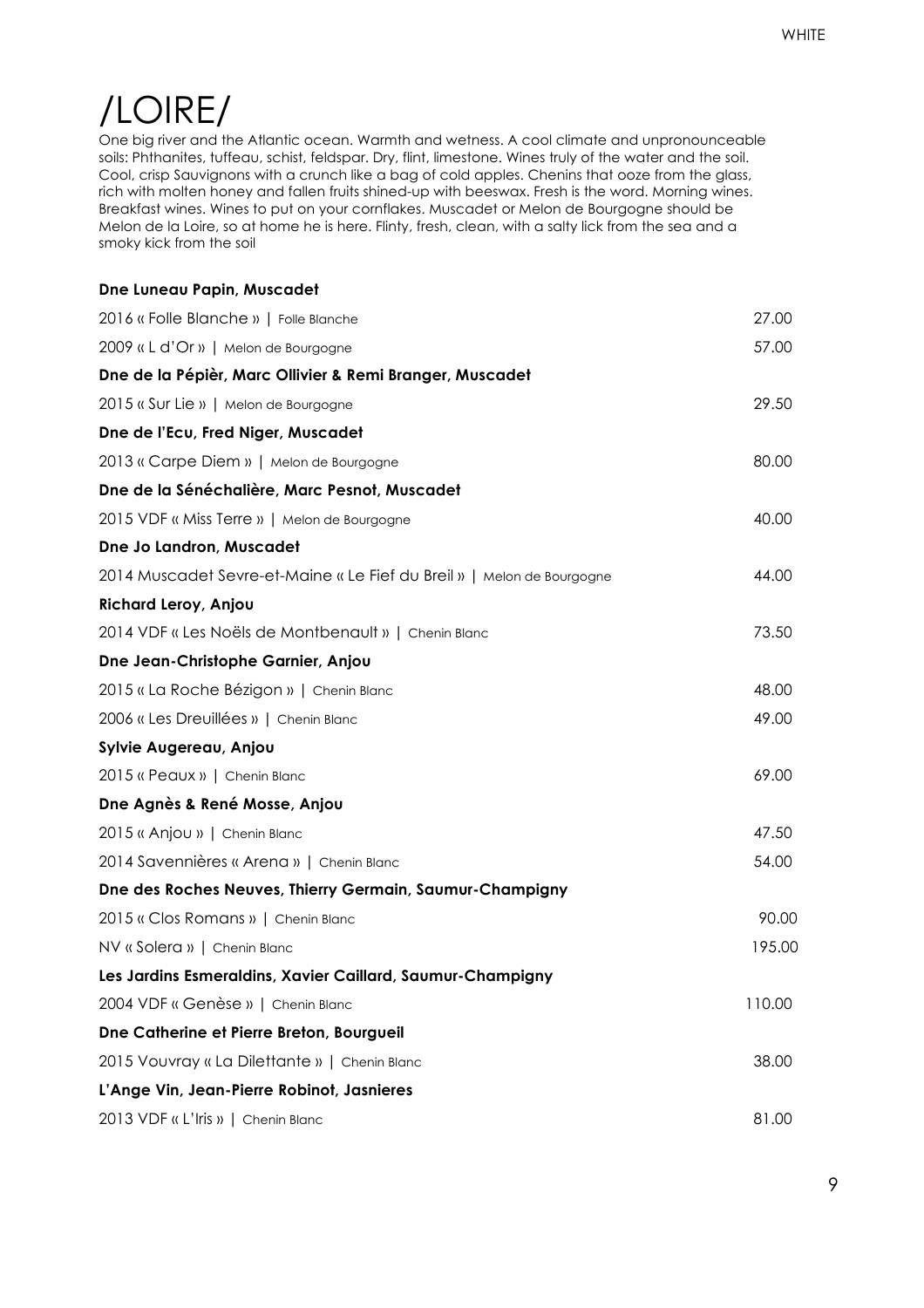# /LOIRE/

One big river and the Atlantic ocean. Warmth and wetness. A cool climate and unpronounceable soils: Phthanites, tuffeau, schist, feldspar. Dry, flint, limestone. Wines truly of the water and the soil. Cool, crisp Sauvignons with a crunch like a bag of cold apples. Chenins that ooze from the glass, rich with molten honey and fallen fruits shined-up with beeswax. Fresh is the word. Morning wines. Breakfast wines. Wines to put on your cornflakes. Muscadet or Melon de Bourgogne should be Melon de la Loire, so at home he is here. Flinty, fresh, clean, with a salty lick from the sea and a smoky kick from the soil

**Dne Luneau Papin, Muscadet**

| | |
|---|---|
| 2016 « Folle Blanche » \| Folle Blanche | 27.00 |
| 2009 « L d'Or » \| Melon de Bourgogne | 57.00 |

**Dne de la Pépièr, Marc Ollivier & Remi Branger, Muscadet**

| | |
|---|---|
| 2015 « Sur Lie » \| Melon de Bourgogne | 29.50 |

**Dne de l'Ecu, Fred Niger, Muscadet**

| | |
|---|---|
| 2013 « Carpe Diem » \| Melon de Bourgogne | 80.00 |

**Dne de la Sénéchalière, Marc Pesnot, Muscadet**

| | |
|---|---|
| 2015 VDF « Miss Terre » \| Melon de Bourgogne | 40.00 |

**Dne Jo Landron, Muscadet**

| | |
|---|---|
| 2014 Muscadet Sevre-et-Maine « Le Fief du Breil » \| Melon de Bourgogne | 44.00 |

**Richard Leroy, Anjou**

| | |
|---|---|
| 2014 VDF « Les Noëls de Montbenault » \| Chenin Blanc | 73.50 |

**Dne Jean-Christophe Garnier, Anjou**

| | |
|---|---|
| 2015 « La Roche Bézigon » \| Chenin Blanc | 48.00 |
| 2006 « Les Dreuillées » \| Chenin Blanc | 49.00 |

**Sylvie Augereau, Anjou**

| | |
|---|---|
| 2015 « Peaux » \| Chenin Blanc | 69.00 |

**Dne Agnès & René Mosse, Anjou**

| | |
|---|---|
| 2015 « Anjou » \| Chenin Blanc | 47.50 |
| 2014 Savennières « Arena » \| Chenin Blanc | 54.00 |

**Dne des Roches Neuves, Thierry Germain, Saumur-Champigny**

| | |
|---|---|
| 2015 « Clos Romans » \| Chenin Blanc | 90.00 |
| NV « Solera » \| Chenin Blanc | 195.00 |

**Les Jardins Esmeraldins, Xavier Caillard, Saumur-Champigny**

| | |
|---|---|
| 2004 VDF « Genèse » \| Chenin Blanc | 110.00 |

**Dne Catherine et Pierre Breton, Bourgueil**

| | |
|---|---|
| 2015 Vouvray « La Dilettante » \| Chenin Blanc | 38.00 |

**L'Ange Vin, Jean-Pierre Robinot, Jasnieres**

| | |
|---|---|
| 2013 VDF « L'Iris » \| Chenin Blanc | 81.00 |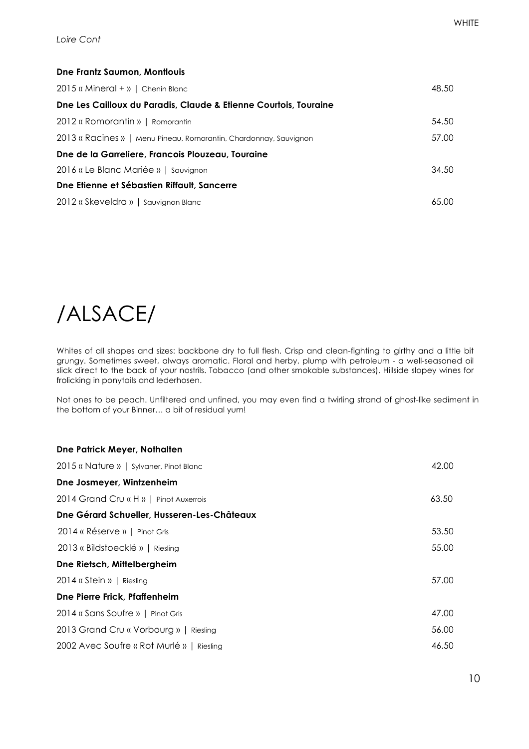*Loire Cont*

**Dne Frantz Saumon, Montlouis**

| | |
|---|---|
| 2015 « Mineral + » \| Chenin Blanc | 48.50 |
| **Dne Les Cailloux du Paradis, Claude & Etienne Courtois, Touraine** | |
| 2012 « Romorantin » \| Romorantin | 54.50 |
| 2013 « Racines » \| Menu Pineau, Romorantin, Chardonnay, Sauvignon | 57.00 |
| **Dne de la Garreliere, Francois Plouzeau, Touraine** | |
| 2016 « Le Blanc Mariée » \| Sauvignon | 34.50 |
| **Dne Etienne et Sébastien Riffault, Sancerre** | |
| 2012 « Skeveldra » \| Sauvignon Blanc | 65.00 |

# /ALSACE/

Whites of all shapes and sizes: backbone dry to full flesh. Crisp and clean-fighting to girthy and a little bit grungy. Sometimes sweet, always aromatic. Floral and herby, plump with petroleum - a well-seasoned oil slick direct to the back of your nostrils. Tobacco (and other smokable substances). Hillside slopey wines for frolicking in ponytails and lederhosen.

Not ones to be peach. Unfiltered and unfined, you may even find a twirling strand of ghost-like sediment in the bottom of your Binner… a bit of residual yum!

**Dne Patrick Meyer, Nothalten**

| | |
|---|---|
| 2015 « Nature » \| Sylvaner, Pinot Blanc | 42.00 |
| **Dne Josmeyer, Wintzenheim** | |
| 2014 Grand Cru « H » \| Pinot Auxerrois | 63.50 |
| **Dne Gérard Schueller, Husseren-Les-Châteaux** | |
| 2014 « Réserve » \| Pinot Gris | 53.50 |
| 2013 « Bildstoecklé » \| Riesling | 55.00 |
| **Dne Rietsch, Mittelbergheim** | |
| 2014 « Stein » \| Riesling | 57.00 |
| **Dne Pierre Frick, Pfaffenheim** | |
| 2014 « Sans Soufre » \| Pinot Gris | 47.00 |
| 2013 Grand Cru « Vorbourg » \| Riesling | 56.00 |
| 2002 Avec Soufre « Rot Murlé » \| Riesling | 46.50 |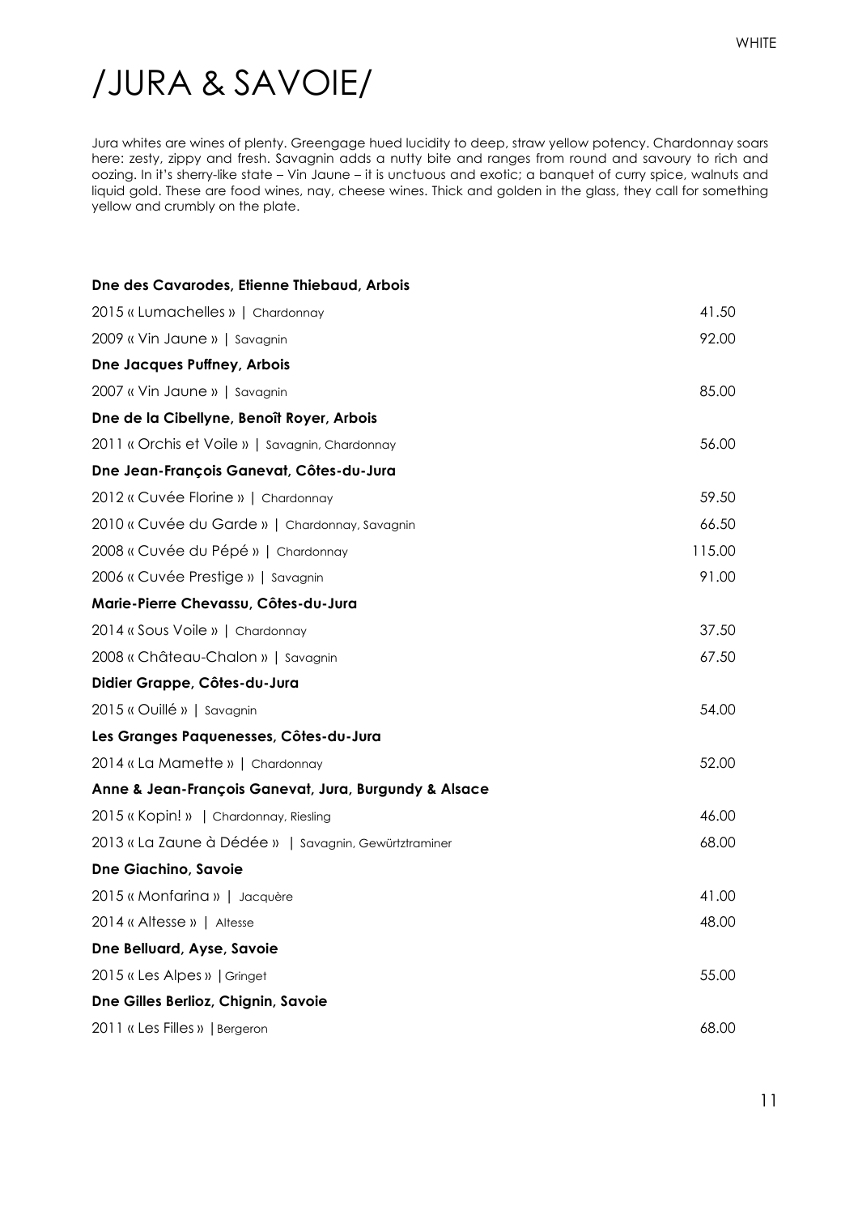WHITE

# /JURA & SAVOIE/

Jura whites are wines of plenty. Greengage hued lucidity to deep, straw yellow potency. Chardonnay soars here: zesty, zippy and fresh. Savagnin adds a nutty bite and ranges from round and savoury to rich and oozing. In it's sherry-like state – Vin Jaune – it is unctuous and exotic; a banquet of curry spice, walnuts and liquid gold. These are food wines, nay, cheese wines. Thick and golden in the glass, they call for something yellow and crumbly on the plate.

**Dne des Cavarodes, Etienne Thiebaud, Arbois**

| | |
|---|---|
| 2015 « Lumachelles » \| Chardonnay | 41.50 |
| 2009 « Vin Jaune » \| Savagnin | 92.00 |

**Dne Jacques Puffney, Arbois**

| | |
|---|---|
| 2007 « Vin Jaune » \| Savagnin | 85.00 |

**Dne de la Cibellyne, Benoît Royer, Arbois**

| | |
|---|---|
| 2011 « Orchis et Voile » \| Savagnin, Chardonnay | 56.00 |

**Dne Jean-François Ganevat, Côtes-du-Jura**

| | |
|---|---|
| 2012 « Cuvée Florine » \| Chardonnay | 59.50 |
| 2010 « Cuvée du Garde » \| Chardonnay, Savagnin | 66.50 |
| 2008 « Cuvée du Pépé » \| Chardonnay | 115.00 |
| 2006 « Cuvée Prestige » \| Savagnin | 91.00 |

**Marie-Pierre Chevassu, Côtes-du-Jura**

| | |
|---|---|
| 2014 « Sous Voile » \| Chardonnay | 37.50 |
| 2008 « Château-Chalon » \| Savagnin | 67.50 |

**Didier Grappe, Côtes-du-Jura**

| | |
|---|---|
| 2015 « Ouillé » \| Savagnin | 54.00 |

**Les Granges Paquenesses, Côtes-du-Jura**

| | |
|---|---|
| 2014 « La Mamette » \| Chardonnay | 52.00 |

**Anne & Jean-François Ganevat, Jura, Burgundy & Alsace**

| | |
|---|---|
| 2015 « Kopin! » \| Chardonnay, Riesling | 46.00 |
| 2013 « La Zaune à Dédée » \| Savagnin, Gewürztraminer | 68.00 |

**Dne Giachino, Savoie**

| | |
|---|---|
| 2015 « Monfarina » \| Jacquère | 41.00 |
| 2014 « Altesse » \| Altesse | 48.00 |

**Dne Belluard, Ayse, Savoie**

| | |
|---|---|
| 2015 « Les Alpes » \| Gringet | 55.00 |

**Dne Gilles Berlioz, Chignin, Savoie**

| | |
|---|---|
| 2011 « Les Filles » \| Bergeron | 68.00 |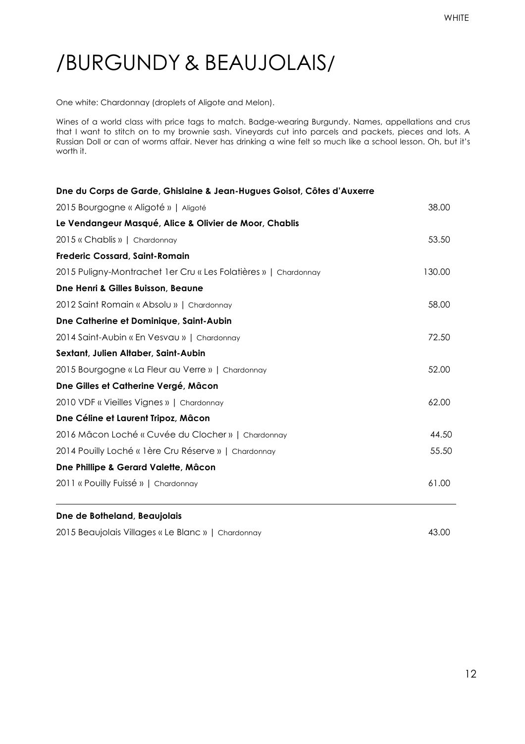# /BURGUNDY & BEAUJOLAIS/

One white: Chardonnay (droplets of Aligote and Melon).

Wines of a world class with price tags to match. Badge-wearing Burgundy. Names, appellations and crus that I want to stitch on to my brownie sash. Vineyards cut into parcels and packets, pieces and lots. A Russian Doll or can of worms affair. Never has drinking a wine felt so much like a school lesson. Oh, but it's worth it.

**Dne du Corps de Garde, Ghislaine & Jean-Hugues Goisot, Côtes d'Auxerre**

2015 Bourgogne « Aligoté » | Aligoté — 38.00

**Le Vendangeur Masqué, Alice & Olivier de Moor, Chablis**

2015 « Chablis » | Chardonnay — 53.50

**Frederic Cossard, Saint-Romain**

2015 Puligny-Montrachet 1er Cru « Les Folatières » | Chardonnay — 130.00

**Dne Henri & Gilles Buisson, Beaune**

2012 Saint Romain « Absolu » | Chardonnay — 58.00

**Dne Catherine et Dominique, Saint-Aubin**

2014 Saint-Aubin « En Vesvau » | Chardonnay — 72.50

**Sextant, Julien Altaber, Saint-Aubin**

2015 Bourgogne « La Fleur au Verre » | Chardonnay — 52.00

**Dne Gilles et Catherine Vergé, Mâcon**

2010 VDF « Vieilles Vignes » | Chardonnay — 62.00

**Dne Céline et Laurent Tripoz, Mâcon**

2016 Mâcon Loché « Cuvée du Clocher » | Chardonnay — 44.50

2014 Pouilly Loché « 1ère Cru Réserve » | Chardonnay — 55.50

**Dne Phillipe & Gerard Valette, Mâcon**

2011 « Pouilly Fuissé » | Chardonnay — 61.00

---

**Dne de Botheland, Beaujolais**

2015 Beaujolais Villages « Le Blanc » | Chardonnay — 43.00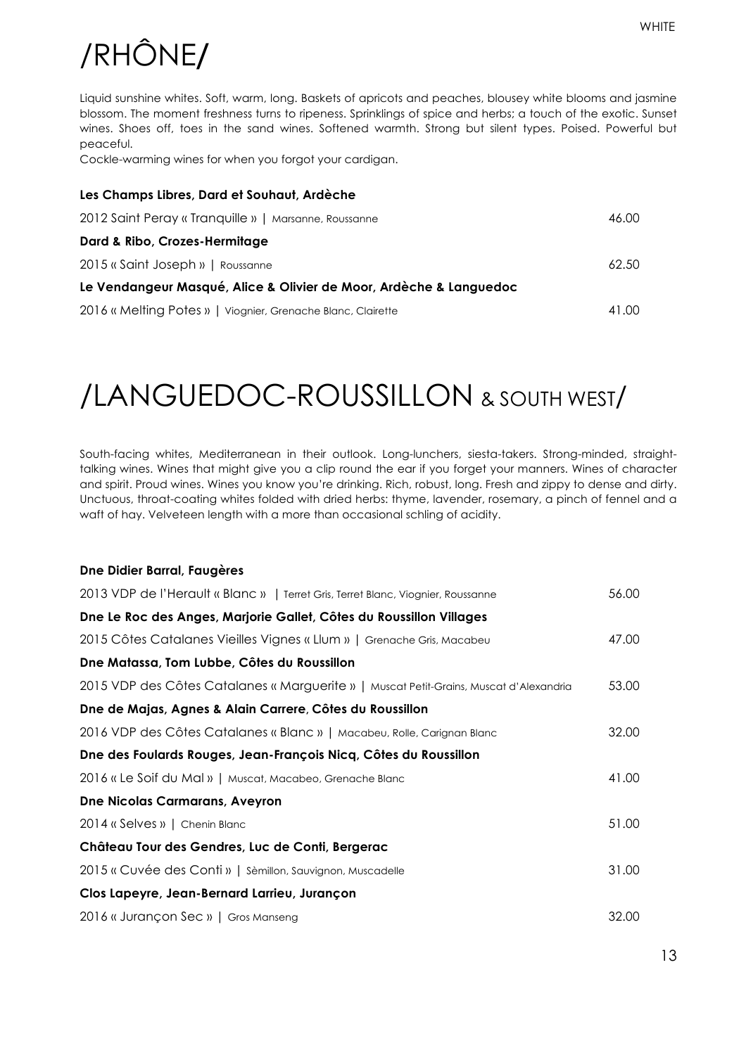WHITE

# /RHÔNE/

Liquid sunshine whites. Soft, warm, long. Baskets of apricots and peaches, blousey white blooms and jasmine blossom. The moment freshness turns to ripeness. Sprinklings of spice and herbs; a touch of the exotic. Sunset wines. Shoes off, toes in the sand wines. Softened warmth. Strong but silent types. Poised. Powerful but peaceful.
Cockle-warming wines for when you forgot your cardigan.

**Les Champs Libres, Dard et Souhaut, Ardèche**

2012 Saint Peray « Tranquille » | Marsanne, Roussanne — 46.00

**Dard & Ribo, Crozes-Hermitage**

2015 « Saint Joseph » | Roussanne — 62.50

**Le Vendangeur Masqué, Alice & Olivier de Moor, Ardèche & Languedoc**

2016 « Melting Potes » | Viognier, Grenache Blanc, Clairette — 41.00

# /LANGUEDOC-ROUSSILLON & SOUTH WEST/

South-facing whites, Mediterranean in their outlook. Long-lunchers, siesta-takers. Strong-minded, straight-talking wines. Wines that might give you a clip round the ear if you forget your manners. Wines of character and spirit. Proud wines. Wines you know you're drinking. Rich, robust, long. Fresh and zippy to dense and dirty. Unctuous, throat-coating whites folded with dried herbs: thyme, lavender, rosemary, a pinch of fennel and a waft of hay. Velveteen length with a more than occasional schling of acidity.

**Dne Didier Barral, Faugères**

2013 VDP de l'Herault « Blanc » | Terret Gris, Terret Blanc, Viognier, Roussanne — 56.00

**Dne Le Roc des Anges, Marjorie Gallet, Côtes du Roussillon Villages**

2015 Côtes Catalanes Vieilles Vignes « Llum » | Grenache Gris, Macabeu — 47.00

**Dne Matassa, Tom Lubbe, Côtes du Roussillon**

2015 VDP des Côtes Catalanes « Marguerite » | Muscat Petit-Grains, Muscat d'Alexandria — 53.00

**Dne de Majas, Agnes & Alain Carrere, Côtes du Roussillon**

2016 VDP des Côtes Catalanes « Blanc » | Macabeu, Rolle, Carignan Blanc — 32.00

**Dne des Foulards Rouges, Jean-François Nicq, Côtes du Roussillon**

2016 « Le Soif du Mal » | Muscat, Macabeo, Grenache Blanc — 41.00

**Dne Nicolas Carmarans, Aveyron**

2014 « Selves » | Chenin Blanc — 51.00

**Château Tour des Gendres, Luc de Conti, Bergerac**

2015 « Cuvée des Conti » | Sèmillon, Sauvignon, Muscadelle — 31.00

**Clos Lapeyre, Jean-Bernard Larrieu, Jurançon**

2016 « Jurançon Sec » | Gros Manseng — 32.00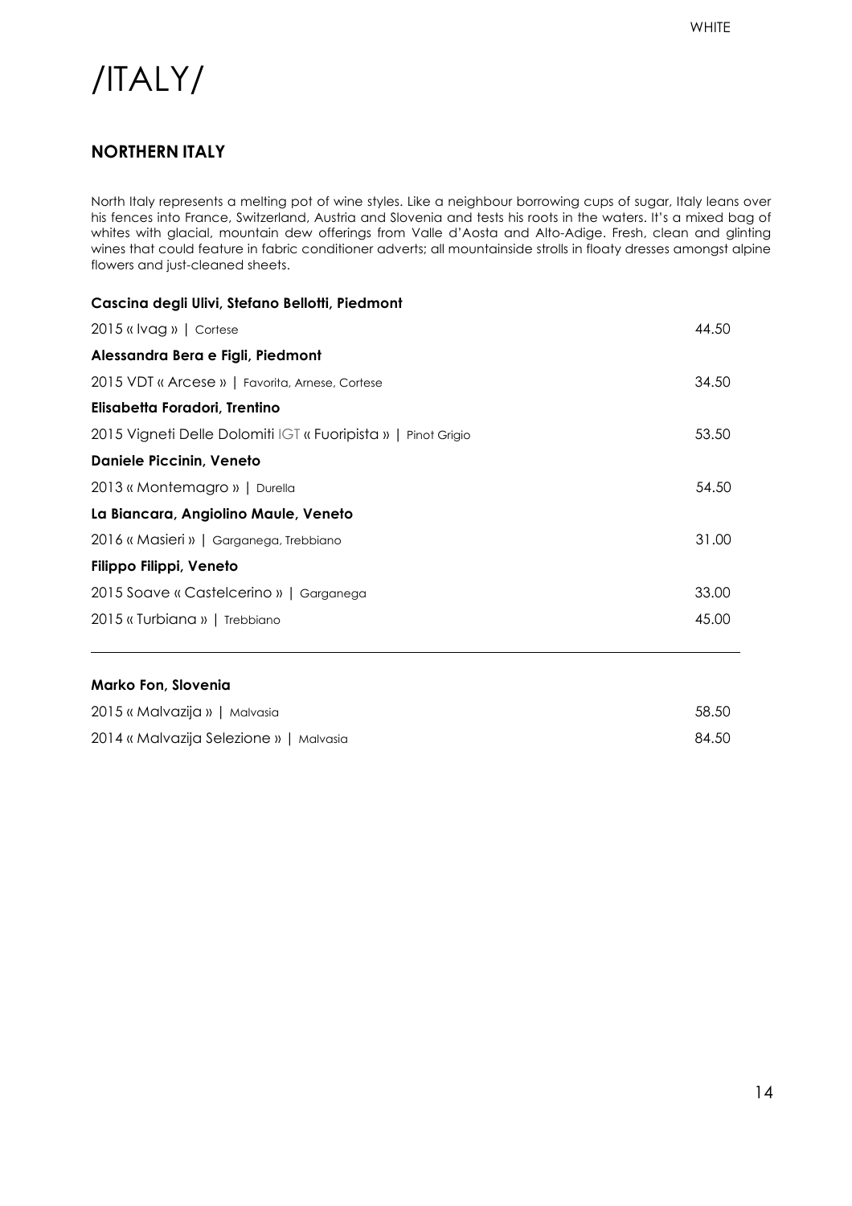# /ITALY/

## NORTHERN ITALY

North Italy represents a melting pot of wine styles. Like a neighbour borrowing cups of sugar, Italy leans over his fences into France, Switzerland, Austria and Slovenia and tests his roots in the waters. It's a mixed bag of whites with glacial, mountain dew offerings from Valle d'Aosta and Alto-Adige. Fresh, clean and glinting wines that could feature in fabric conditioner adverts; all mountainside strolls in floaty dresses amongst alpine flowers and just-cleaned sheets.

**Cascina degli Ulivi, Stefano Bellotti, Piedmont**

| | |
|---|---|
| 2015 « Ivag » \| Cortese | 44.50 |

**Alessandra Bera e Figli, Piedmont**

| | |
|---|---|
| 2015 VDT « Arcese » \| Favorita, Arnese, Cortese | 34.50 |

**Elisabetta Foradori, Trentino**

| | |
|---|---|
| 2015 Vigneti Delle Dolomiti IGT « Fuoripista » \| Pinot Grigio | 53.50 |

**Daniele Piccinin, Veneto**

| | |
|---|---|
| 2013 « Montemagro » \| Durella | 54.50 |

**La Biancara, Angiolino Maule, Veneto**

| | |
|---|---|
| 2016 « Masieri » \| Garganega, Trebbiano | 31.00 |

**Filippo Filippi, Veneto**

| | |
|---|---|
| 2015 Soave « Castelcerino » \| Garganega | 33.00 |
| 2015 « Turbiana » \| Trebbiano | 45.00 |

---

**Marko Fon, Slovenia**

| | |
|---|---|
| 2015 « Malvazija » \| Malvasia | 58.50 |
| 2014 « Malvazija Selezione » \| Malvasia | 84.50 |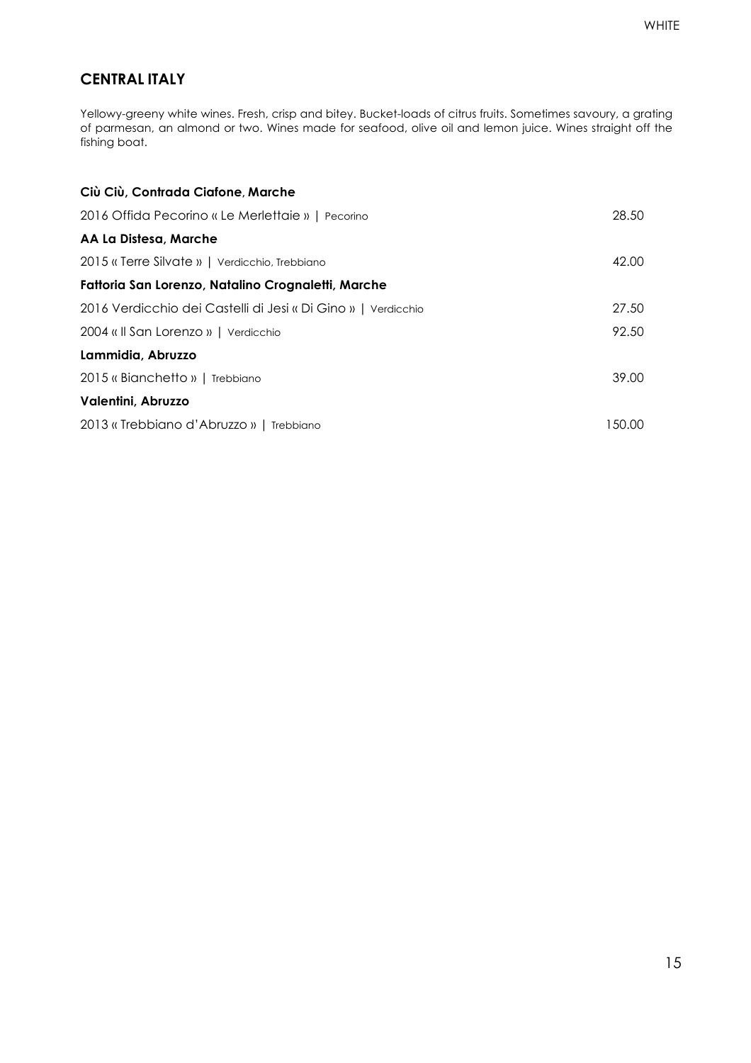## CENTRAL ITALY

Yellowy-greeny white wines. Fresh, crisp and bitey. Bucket-loads of citrus fruits. Sometimes savoury, a grating of parmesan, an almond or two. Wines made for seafood, olive oil and lemon juice. Wines straight off the fishing boat.

**Ciù Ciù, Contrada Ciafone, Marche**

2016 Offida Pecorino « Le Merlettaie » | Pecorino 28.50

**AA La Distesa, Marche**

2015 « Terre Silvate » | Verdicchio, Trebbiano 42.00

**Fattoria San Lorenzo, Natalino Crognaletti, Marche**

2016 Verdicchio dei Castelli di Jesi « Di Gino » | Verdicchio 27.50

2004 « Il San Lorenzo » | Verdicchio 92.50

**Lammidia, Abruzzo**

2015 « Bianchetto » | Trebbiano 39.00

**Valentini, Abruzzo**

2013 « Trebbiano d'Abruzzo » | Trebbiano 150.00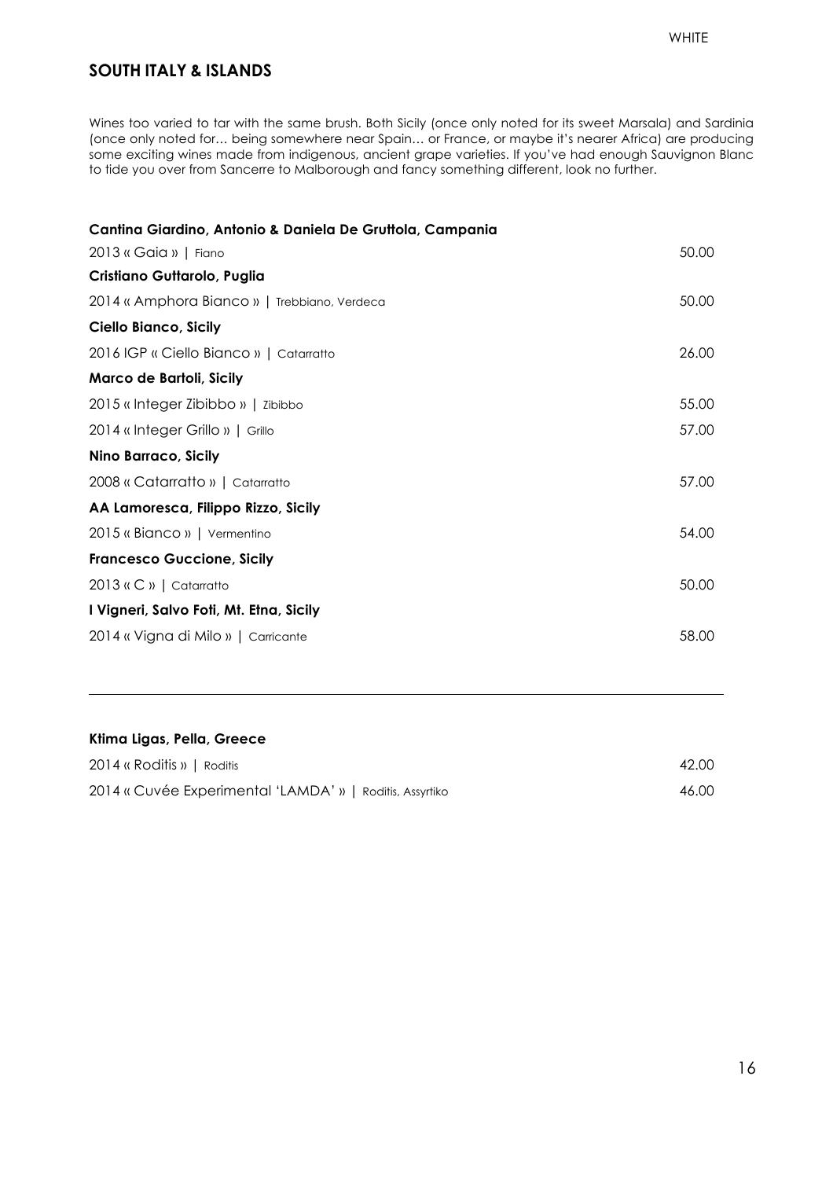WHITE

## SOUTH ITALY & ISLANDS

Wines too varied to tar with the same brush. Both Sicily (once only noted for its sweet Marsala) and Sardinia (once only noted for… being somewhere near Spain… or France, or maybe it's nearer Africa) are producing some exciting wines made from indigenous, ancient grape varieties. If you've had enough Sauvignon Blanc to tide you over from Sancerre to Malborough and fancy something different, look no further.

**Cantina Giardino, Antonio & Daniela De Gruttola, Campania**

2013 « Gaia » | Fiano — 50.00

**Cristiano Guttarolo, Puglia**

2014 « Amphora Bianco » | Trebbiano, Verdeca — 50.00

**Ciello Bianco, Sicily**

2016 IGP « Ciello Bianco » | Catarratto — 26.00

**Marco de Bartoli, Sicily**

2015 « Integer Zibibbo » | Zibibbo — 55.00

2014 « Integer Grillo » | Grillo — 57.00

**Nino Barraco, Sicily**

2008 « Catarratto » | Catarratto — 57.00

**AA Lamoresca, Filippo Rizzo, Sicily**

2015 « Bianco » | Vermentino — 54.00

**Francesco Guccione, Sicily**

2013 « C » | Catarratto — 50.00

**I Vigneri, Salvo Foti, Mt. Etna, Sicily**

2014 « Vigna di Milo » | Carricante — 58.00

---

**Ktima Ligas, Pella, Greece**

2014 « Roditis » | Roditis — 42.00

2014 « Cuvée Experimental 'LAMDA' » | Roditis, Assyrtiko — 46.00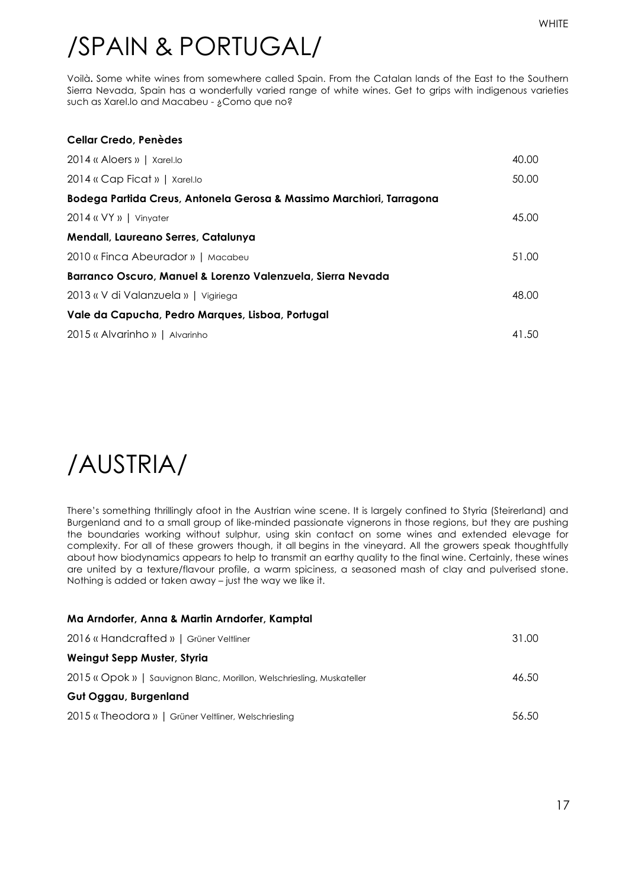WHITE

# /SPAIN & PORTUGAL/

Voilà**.** Some white wines from somewhere called Spain. From the Catalan lands of the East to the Southern Sierra Nevada, Spain has a wonderfully varied range of white wines. Get to grips with indigenous varieties such as Xarel.lo and Macabeu - ¿Como que no?

**Cellar Credo, Penèdes**

| | |
|---|---|
| 2014 « Aloers » \| Xarel.lo | 40.00 |
| 2014 « Cap Ficat » \| Xarel.lo | 50.00 |

**Bodega Partida Creus, Antonela Gerosa & Massimo Marchiori, Tarragona**

| | |
|---|---|
| 2014 « VY » \| Vinyater | 45.00 |

**Mendall, Laureano Serres, Catalunya**

| | |
|---|---|
| 2010 « Finca Abeurador » \| Macabeu | 51.00 |

**Barranco Oscuro, Manuel & Lorenzo Valenzuela, Sierra Nevada**

| | |
|---|---|
| 2013 « V di Valanzuela » \| Vigiriega | 48.00 |

**Vale da Capucha, Pedro Marques, Lisboa, Portugal**

| | |
|---|---|
| 2015 « Alvarinho » \| Alvarinho | 41.50 |

# /AUSTRIA/

There's something thrillingly afoot in the Austrian wine scene. It is largely confined to Styria (Steirerland) and Burgenland and to a small group of like-minded passionate vignerons in those regions, but they are pushing the boundaries working without sulphur, using skin contact on some wines and extended elevage for complexity. For all of these growers though, it all begins in the vineyard. All the growers speak thoughtfully about how biodynamics appears to help to transmit an earthy quality to the final wine. Certainly, these wines are united by a texture/flavour profile, a warm spiciness, a seasoned mash of clay and pulverised stone. Nothing is added or taken away – just the way we like it.

**Ma Arndorfer, Anna & Martin Arndorfer, Kamptal**

| | |
|---|---|
| 2016 « Handcrafted » \| Grüner Veltliner | 31.00 |

**Weingut Sepp Muster, Styria**

| | |
|---|---|
| 2015 « Opok » \| Sauvignon Blanc, Morillon, Welschriesling, Muskateller | 46.50 |

**Gut Oggau, Burgenland**

| | |
|---|---|
| 2015 « Theodora » \| Grüner Veltliner, Welschriesling | 56.50 |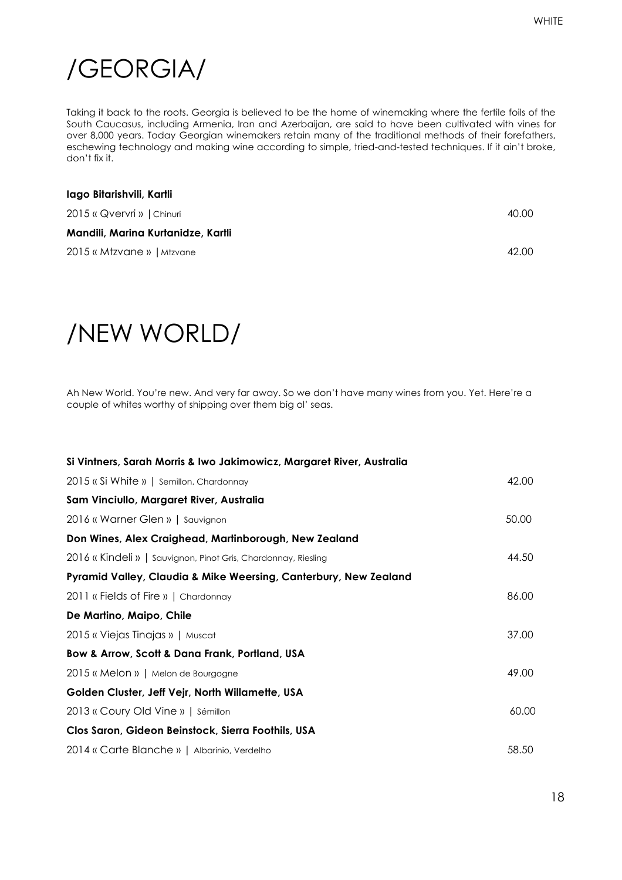# /GEORGIA/

Taking it back to the roots. Georgia is believed to be the home of winemaking where the fertile foils of the South Caucasus, including Armenia, Iran and Azerbaijan, are said to have been cultivated with vines for over 8,000 years. Today Georgian winemakers retain many of the traditional methods of their forefathers, eschewing technology and making wine according to simple, tried-and-tested techniques. If it ain't broke, don't fix it.

**Iago Bitarishvili, Kartli**

2015 « Qvervri » | Chinuri — 40.00

**Mandili, Marina Kurtanidze, Kartli**

2015 « Mtzvane » | Mtzvane — 42.00

# /NEW WORLD/

Ah New World. You're new. And very far away. So we don't have many wines from you. Yet. Here're a couple of whites worthy of shipping over them big ol' seas.

**Si Vintners, Sarah Morris & Iwo Jakimowicz, Margaret River, Australia**

2015 « Si White » | Semillon, Chardonnay — 42.00

**Sam Vinciullo, Margaret River, Australia**

2016 « Warner Glen » | Sauvignon — 50.00

**Don Wines, Alex Craighead, Martinborough, New Zealand**

2016 « Kindeli » | Sauvignon, Pinot Gris, Chardonnay, Riesling — 44.50

**Pyramid Valley, Claudia & Mike Weersing, Canterbury, New Zealand**

2011 « Fields of Fire » | Chardonnay — 86.00

**De Martino, Maipo, Chile**

2015 « Viejas Tinajas » | Muscat — 37.00

**Bow & Arrow, Scott & Dana Frank, Portland, USA**

2015 « Melon » | Melon de Bourgogne — 49.00

**Golden Cluster, Jeff Vejr, North Willamette, USA**

2013 « Coury Old Vine » | Sémillon — 60.00

**Clos Saron, Gideon Beinstock, Sierra Foothils, USA**

2014 « Carte Blanche » | Albarinio, Verdelho — 58.50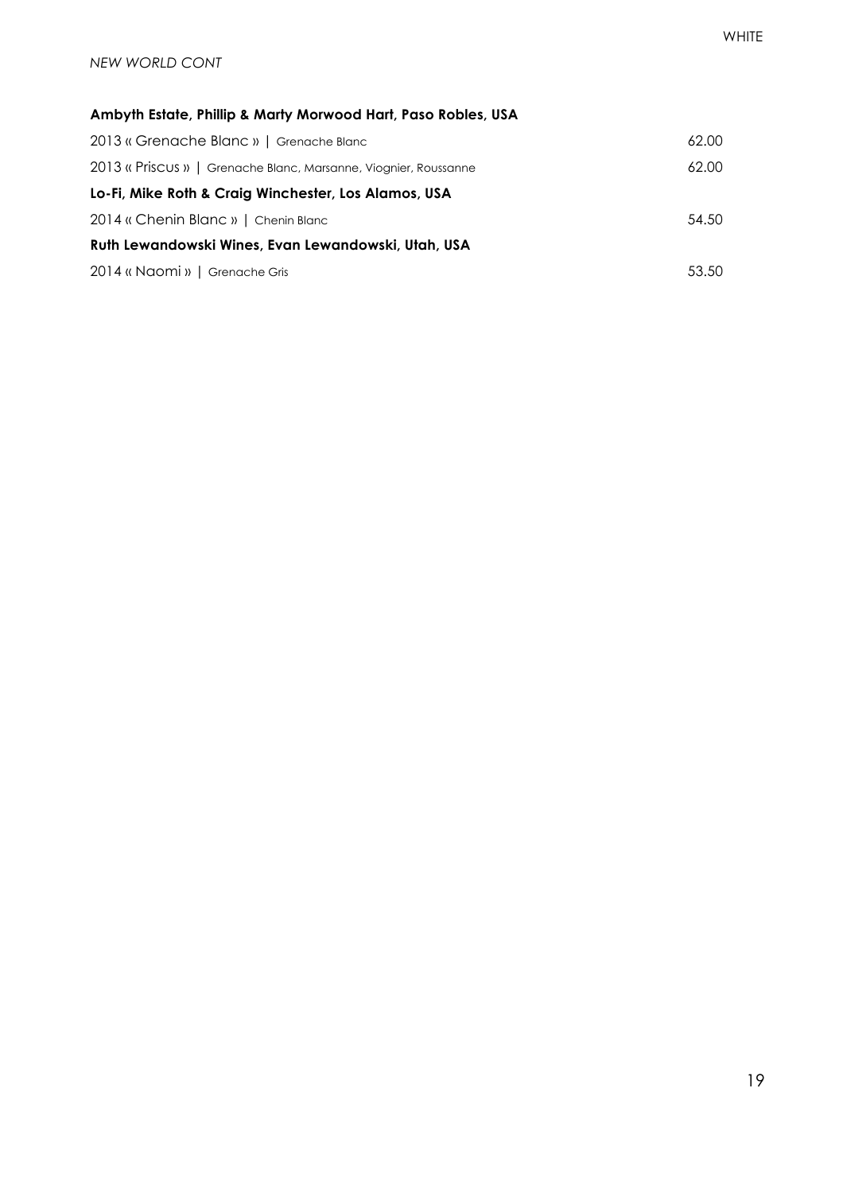*NEW WORLD CONT*

**Ambyth Estate, Phillip & Marty Morwood Hart, Paso Robles, USA**

| | |
|---|---|
| 2013 « Grenache Blanc » \| Grenache Blanc | 62.00 |
| 2013 « Priscus » \| Grenache Blanc, Marsanne, Viognier, Roussanne | 62.00 |

**Lo-Fi, Mike Roth & Craig Winchester, Los Alamos, USA**

| | |
|---|---|
| 2014 « Chenin Blanc » \| Chenin Blanc | 54.50 |

**Ruth Lewandowski Wines, Evan Lewandowski, Utah, USA**

| | |
|---|---|
| 2014 « Naomi » \| Grenache Gris | 53.50 |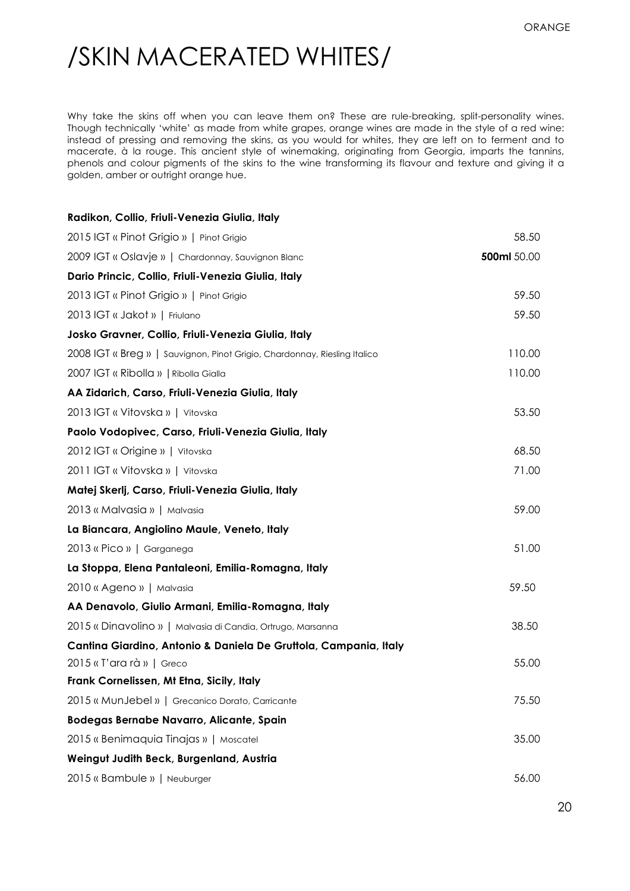ORANGE

# /SKIN MACERATED WHITES/

Why take the skins off when you can leave them on? These are rule-breaking, split-personality wines. Though technically 'white' as made from white grapes, orange wines are made in the style of a red wine: instead of pressing and removing the skins, as you would for whites, they are left on to ferment and to macerate, à la rouge. This ancient style of winemaking, originating from Georgia, imparts the tannins, phenols and colour pigments of the skins to the wine transforming its flavour and texture and giving it a golden, amber or outright orange hue.

| **Radikon, Collio, Friuli-Venezia Giulia, Italy** | |
|---|---|
| 2015 IGT « Pinot Grigio » \| Pinot Grigio | 58.50 |
| 2009 IGT « Oslavje » \| Chardonnay, Sauvignon Blanc | **500ml** 50.00 |
| **Dario Princic, Collio, Friuli-Venezia Giulia, Italy** | |
| 2013 IGT « Pinot Grigio » \| Pinot Grigio | 59.50 |
| 2013 IGT « Jakot » \| Friulano | 59.50 |
| **Josko Gravner, Collio, Friuli-Venezia Giulia, Italy** | |
| 2008 IGT « Breg » \| Sauvignon, Pinot Grigio, Chardonnay, Riesling Italico | 110.00 |
| 2007 IGT « Ribolla » \| Ribolla Gialla | 110.00 |
| **AA Zidarich, Carso, Friuli-Venezia Giulia, Italy** | |
| 2013 IGT « Vitovska » \| Vitovska | 53.50 |
| **Paolo Vodopivec, Carso, Friuli-Venezia Giulia, Italy** | |
| 2012 IGT « Origine » \| Vitovska | 68.50 |
| 2011 IGT « Vitovska » \| Vitovska | 71.00 |
| **Matej Skerlj, Carso, Friuli-Venezia Giulia, Italy** | |
| 2013 « Malvasia » \| Malvasia | 59.00 |
| **La Biancara, Angiolino Maule, Veneto, Italy** | |
| 2013 « Pico » \| Garganega | 51.00 |
| **La Stoppa, Elena Pantaleoni, Emilia-Romagna, Italy** | |
| 2010 « Ageno » \| Malvasia | 59.50 |
| **AA Denavolo, Giulio Armani, Emilia-Romagna, Italy** | |
| 2015 « Dinavolino » \| Malvasia di Candia, Ortrugo, Marsanna | 38.50 |
| **Cantina Giardino, Antonio & Daniela De Gruttola, Campania, Italy** | |
| 2015 « T'ara rà » \| Greco | 55.00 |
| **Frank Cornelissen, Mt Etna, Sicily, Italy** | |
| 2015 « MunJebel » \| Grecanico Dorato, Carricante | 75.50 |
| **Bodegas Bernabe Navarro, Alicante, Spain** | |
| 2015 « Benimaquia Tinajas » \| Moscatel | 35.00 |
| **Weingut Judith Beck, Burgenland, Austria** | |
| 2015 « Bambule » \| Neuburger | 56.00 |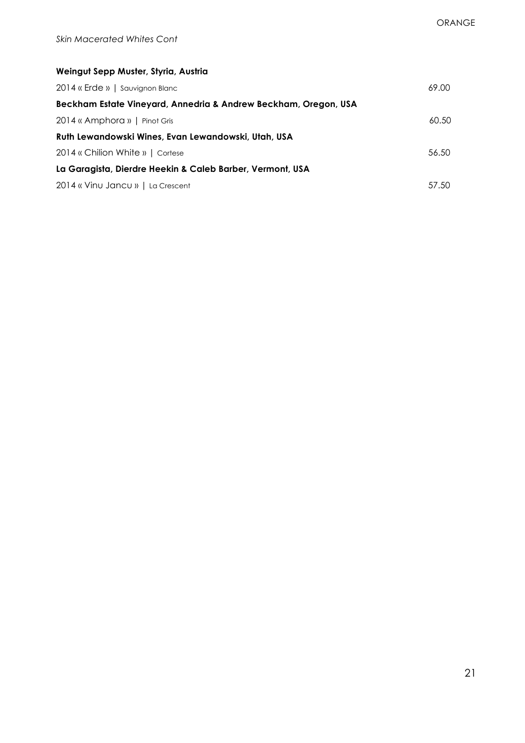ORANGE

*Skin Macerated Whites Cont*

**Weingut Sepp Muster, Styria, Austria**

2014 « Erde » | Sauvignon Blanc 69.00

**Beckham Estate Vineyard, Annedria & Andrew Beckham, Oregon, USA**

2014 « Amphora » | Pinot Gris 60.50

**Ruth Lewandowski Wines, Evan Lewandowski, Utah, USA**

2014 « Chilion White » | Cortese 56.50

**La Garagista, Dierdre Heekin & Caleb Barber, Vermont, USA**

2014 « Vinu Jancu » | La Crescent 57.50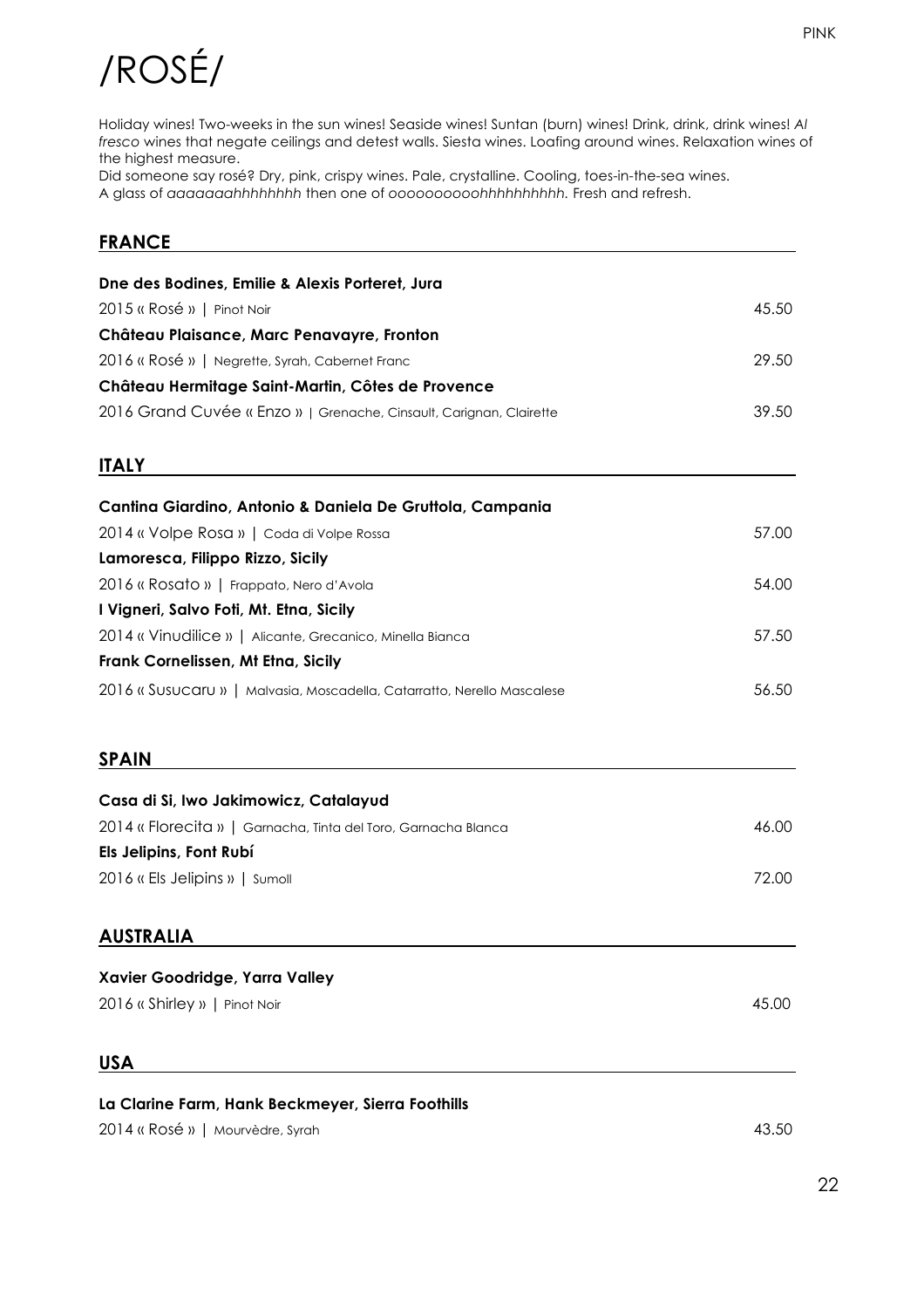# /ROSÉ/

Holiday wines! Two-weeks in the sun wines! Seaside wines! Suntan (burn) wines! Drink, drink, drink wines! *Al fresco* wines that negate ceilings and detest walls. Siesta wines. Loafing around wines. Relaxation wines of the highest measure.
Did someone say rosé? Dry, pink, crispy wines. Pale, crystalline. Cooling, toes-in-the-sea wines.
A glass of *aaaaaaahhhhhhhh* then one of *ooooooooohhhhhhhhhh.* Fresh and refresh.

## FRANCE

**Dne des Bodines, Emilie & Alexis Porteret, Jura**
2015 « Rosé » | Pinot Noir — 45.50

**Château Plaisance, Marc Penavayre, Fronton**
2016 « Rosé » | Negrette, Syrah, Cabernet Franc — 29.50

**Château Hermitage Saint-Martin, Côtes de Provence**
2016 Grand Cuvée « Enzo » | Grenache, Cinsault, Carignan, Clairette — 39.50

## ITALY

**Cantina Giardino, Antonio & Daniela De Gruttola, Campania**
2014 « Volpe Rosa » | Coda di Volpe Rossa — 57.00

**Lamoresca, Filippo Rizzo, Sicily**
2016 « Rosato » | Frappato, Nero d'Avola — 54.00

**I Vigneri, Salvo Foti, Mt. Etna, Sicily**
2014 « Vinudilice » | Alicante, Grecanico, Minella Bianca — 57.50

**Frank Cornelissen, Mt Etna, Sicily**
2016 « Susucaru » | Malvasia, Moscadella, Catarratto, Nerello Mascalese — 56.50

## SPAIN

**Casa di Si, Iwo Jakimowicz, Catalayud**
2014 « Florecita » | Garnacha, Tinta del Toro, Garnacha Blanca — 46.00

**Els Jelipins, Font Rubí**
2016 « Els Jelipins » | Sumoll — 72.00

## AUSTRALIA

**Xavier Goodridge, Yarra Valley**
2016 « Shirley » | Pinot Noir — 45.00

## USA

**La Clarine Farm, Hank Beckmeyer, Sierra Foothills**
2014 « Rosé » | Mourvèdre, Syrah — 43.50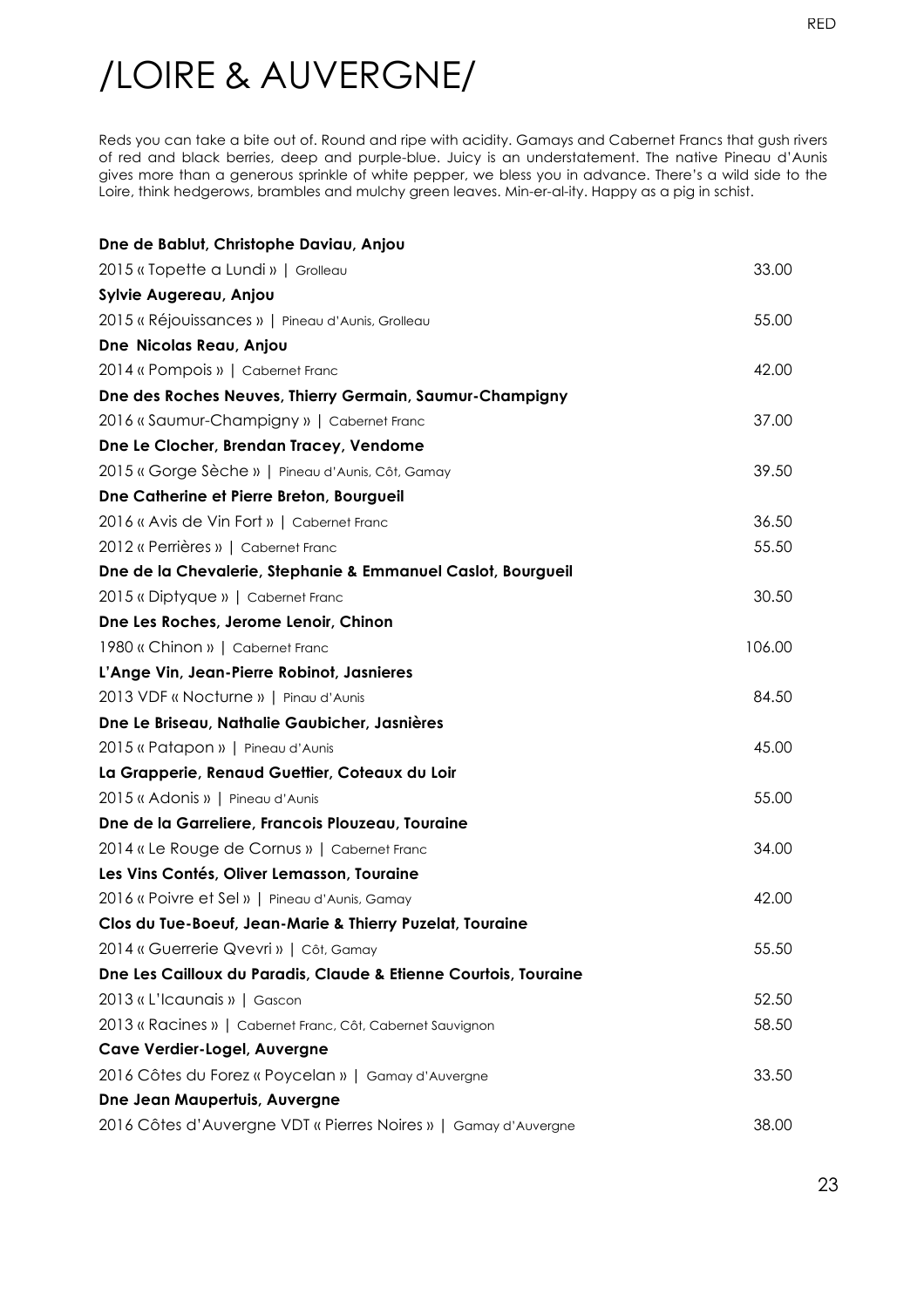RED

# /LOIRE & AUVERGNE/

Reds you can take a bite out of. Round and ripe with acidity. Gamays and Cabernet Francs that gush rivers of red and black berries, deep and purple-blue. Juicy is an understatement. The native Pineau d'Aunis gives more than a generous sprinkle of white pepper, we bless you in advance. There's a wild side to the Loire, think hedgerows, brambles and mulchy green leaves. Min-er-al-ity. Happy as a pig in schist.

**Dne de Bablut, Christophe Daviau, Anjou**

2015 « Topette a Lundi » | Grolleau — 33.00

**Sylvie Augereau, Anjou**

2015 « Réjouissances » | Pineau d'Aunis, Grolleau — 55.00

**Dne Nicolas Reau, Anjou**

2014 « Pompois » | Cabernet Franc — 42.00

**Dne des Roches Neuves, Thierry Germain, Saumur-Champigny**

2016 « Saumur-Champigny » | Cabernet Franc — 37.00

**Dne Le Clocher, Brendan Tracey, Vendome**

2015 « Gorge Sèche » | Pineau d'Aunis, Côt, Gamay — 39.50

**Dne Catherine et Pierre Breton, Bourgueil**

2016 « Avis de Vin Fort » | Cabernet Franc — 36.50

2012 « Perrières » | Cabernet Franc — 55.50

**Dne de la Chevalerie, Stephanie & Emmanuel Caslot, Bourgueil**

2015 « Diptyque » | Cabernet Franc — 30.50

**Dne Les Roches, Jerome Lenoir, Chinon**

1980 « Chinon » | Cabernet Franc — 106.00

**L'Ange Vin, Jean-Pierre Robinot, Jasnieres**

2013 VDF « Nocturne » | Pinau d'Aunis — 84.50

**Dne Le Briseau, Nathalie Gaubicher, Jasnières**

2015 « Patapon » | Pineau d'Aunis — 45.00

**La Grapperie, Renaud Guettier, Coteaux du Loir**

2015 « Adonis » | Pineau d'Aunis — 55.00

**Dne de la Garreliere, Francois Plouzeau, Touraine**

2014 « Le Rouge de Cornus » | Cabernet Franc — 34.00

**Les Vins Contés, Oliver Lemasson, Touraine**

2016 « Poivre et Sel » | Pineau d'Aunis, Gamay — 42.00

**Clos du Tue-Boeuf, Jean-Marie & Thierry Puzelat, Touraine**

2014 « Guerrerie Qvevri » | Côt, Gamay — 55.50

**Dne Les Cailloux du Paradis, Claude & Etienne Courtois, Touraine**

2013 « L'Icaunais » | Gascon — 52.50

2013 « Racines » | Cabernet Franc, Côt, Cabernet Sauvignon — 58.50

**Cave Verdier-Logel, Auvergne**

2016 Côtes du Forez « Poycelan » | Gamay d'Auvergne — 33.50

**Dne Jean Maupertuis, Auvergne**

2016 Côtes d'Auvergne VDT « Pierres Noires » | Gamay d'Auvergne — 38.00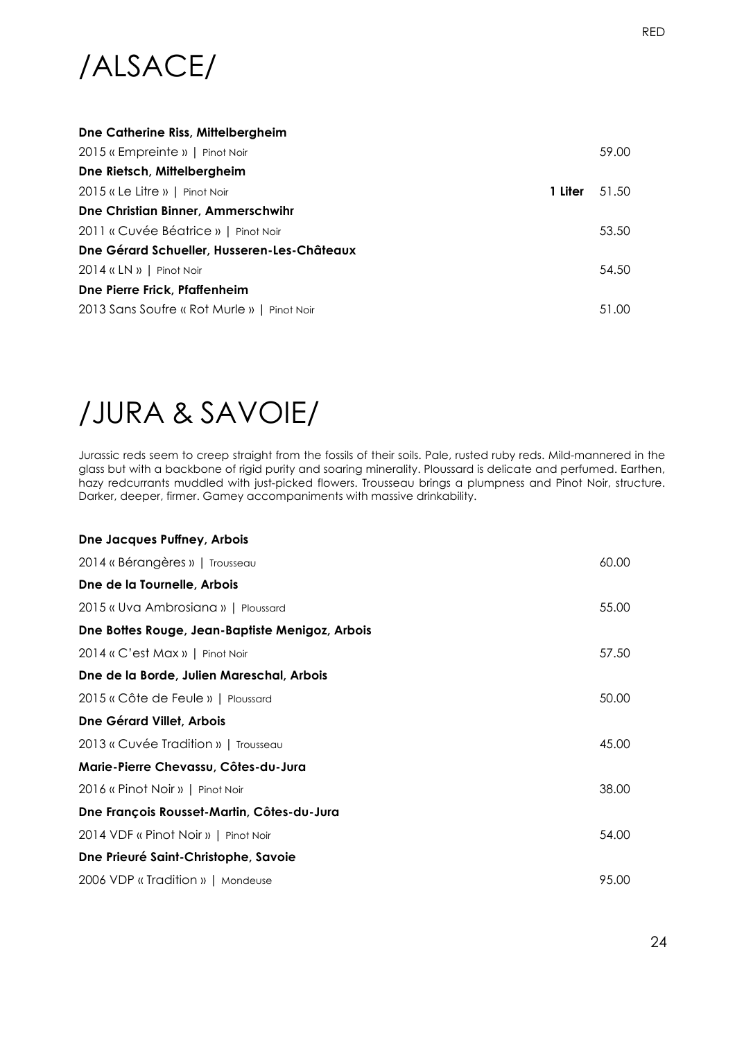RED

# /ALSACE/

**Dne Catherine Riss, Mittelbergheim**
2015 « Empreinte » | Pinot Noir 59.00

**Dne Rietsch, Mittelbergheim**
2015 « Le Litre » | Pinot Noir **1 Liter** 51.50

**Dne Christian Binner, Ammerschwihr**
2011 « Cuvée Béatrice » | Pinot Noir 53.50

**Dne Gérard Schueller, Husseren-Les-Châteaux**
2014 « LN » | Pinot Noir 54.50

**Dne Pierre Frick, Pfaffenheim**
2013 Sans Soufre « Rot Murle » | Pinot Noir 51.00

# /JURA & SAVOIE/

Jurassic reds seem to creep straight from the fossils of their soils. Pale, rusted ruby reds. Mild-mannered in the glass but with a backbone of rigid purity and soaring minerality. Ploussard is delicate and perfumed. Earthen, hazy redcurrants muddled with just-picked flowers. Trousseau brings a plumpness and Pinot Noir, structure. Darker, deeper, firmer. Gamey accompaniments with massive drinkability.

**Dne Jacques Puffney, Arbois**
2014 « Bérangères » | Trousseau 60.00

**Dne de la Tournelle, Arbois**
2015 « Uva Ambrosiana » | Ploussard 55.00

**Dne Bottes Rouge, Jean-Baptiste Menigoz, Arbois**
2014 « C'est Max » | Pinot Noir 57.50

**Dne de la Borde, Julien Mareschal, Arbois**
2015 « Côte de Feule » | Ploussard 50.00

**Dne Gérard Villet, Arbois**
2013 « Cuvée Tradition » | Trousseau 45.00

**Marie-Pierre Chevassu, Côtes-du-Jura**
2016 « Pinot Noir » | Pinot Noir 38.00

**Dne François Rousset-Martin, Côtes-du-Jura**
2014 VDF « Pinot Noir » | Pinot Noir 54.00

**Dne Prieuré Saint-Christophe, Savoie**
2006 VDP « Tradition » | Mondeuse 95.00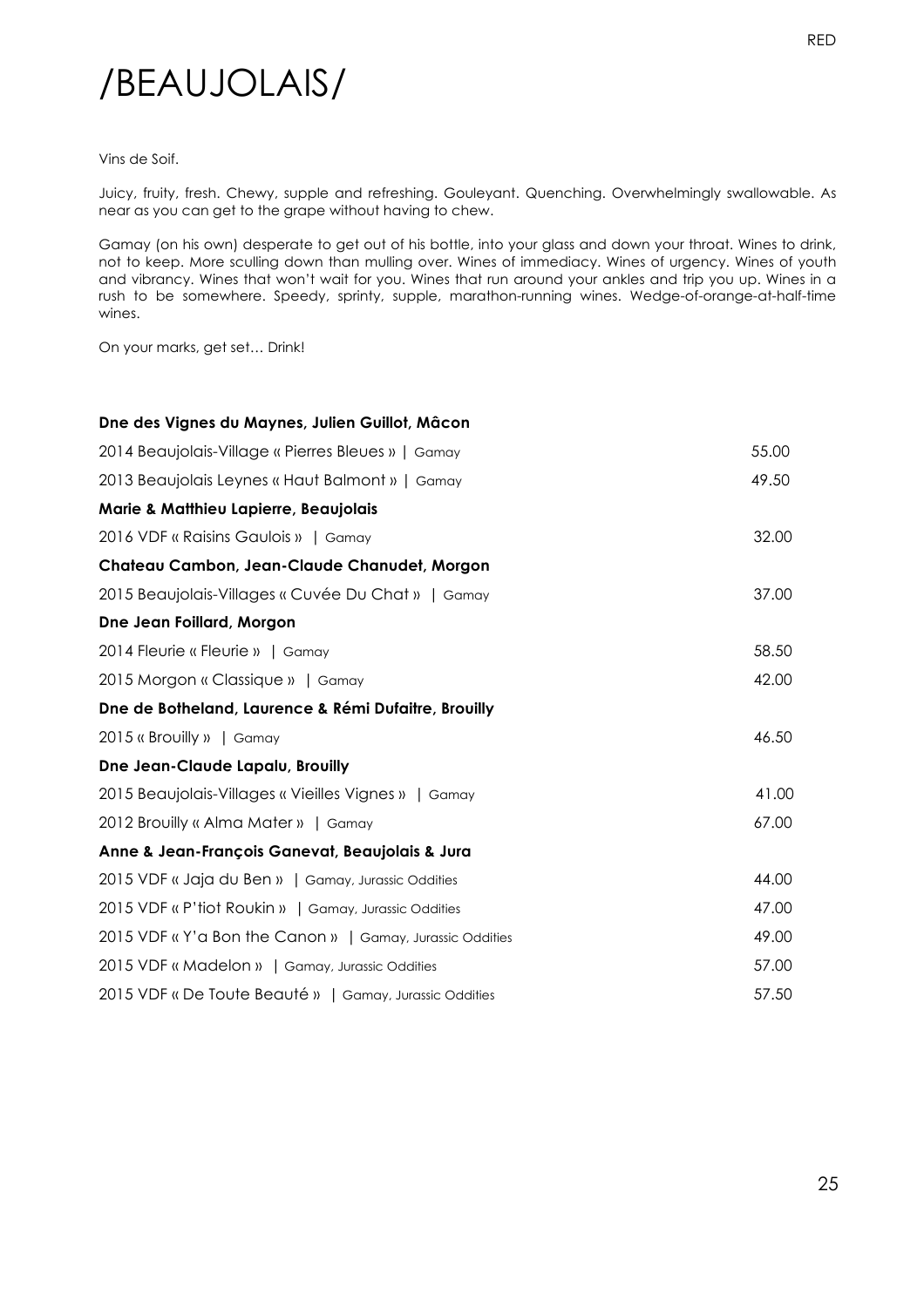RED

# /BEAUJOLAIS/

Vins de Soif.

Juicy, fruity, fresh. Chewy, supple and refreshing. Gouleyant. Quenching. Overwhelmingly swallowable. As near as you can get to the grape without having to chew.

Gamay (on his own) desperate to get out of his bottle, into your glass and down your throat. Wines to drink, not to keep. More sculling down than mulling over. Wines of immediacy. Wines of urgency. Wines of youth and vibrancy. Wines that won't wait for you. Wines that run around your ankles and trip you up. Wines in a rush to be somewhere. Speedy, sprinty, supple, marathon-running wines. Wedge-of-orange-at-half-time wines.

On your marks, get set… Drink!

| | |
|---|---|
| **Dne des Vignes du Maynes, Julien Guillot, Mâcon** | |
| 2014 Beaujolais-Village « Pierres Bleues » \| Gamay | 55.00 |
| 2013 Beaujolais Leynes « Haut Balmont » \| Gamay | 49.50 |
| **Marie & Matthieu Lapierre, Beaujolais** | |
| 2016 VDF « Raisins Gaulois » \| Gamay | 32.00 |
| **Chateau Cambon, Jean-Claude Chanudet, Morgon** | |
| 2015 Beaujolais-Villages « Cuvée Du Chat » \| Gamay | 37.00 |
| **Dne Jean Foillard, Morgon** | |
| 2014 Fleurie « Fleurie » \| Gamay | 58.50 |
| 2015 Morgon « Classique » \| Gamay | 42.00 |
| **Dne de Botheland, Laurence & Rémi Dufaitre, Brouilly** | |
| 2015 « Brouilly » \| Gamay | 46.50 |
| **Dne Jean-Claude Lapalu, Brouilly** | |
| 2015 Beaujolais-Villages « Vieilles Vignes » \| Gamay | 41.00 |
| 2012 Brouilly « Alma Mater » \| Gamay | 67.00 |
| **Anne & Jean-François Ganevat, Beaujolais & Jura** | |
| 2015 VDF « Jaja du Ben » \| Gamay, Jurassic Oddities | 44.00 |
| 2015 VDF « P'tiot Roukin » \| Gamay, Jurassic Oddities | 47.00 |
| 2015 VDF « Y'a Bon the Canon » \| Gamay, Jurassic Oddities | 49.00 |
| 2015 VDF « Madelon » \| Gamay, Jurassic Oddities | 57.00 |
| 2015 VDF « De Toute Beauté » \| Gamay, Jurassic Oddities | 57.50 |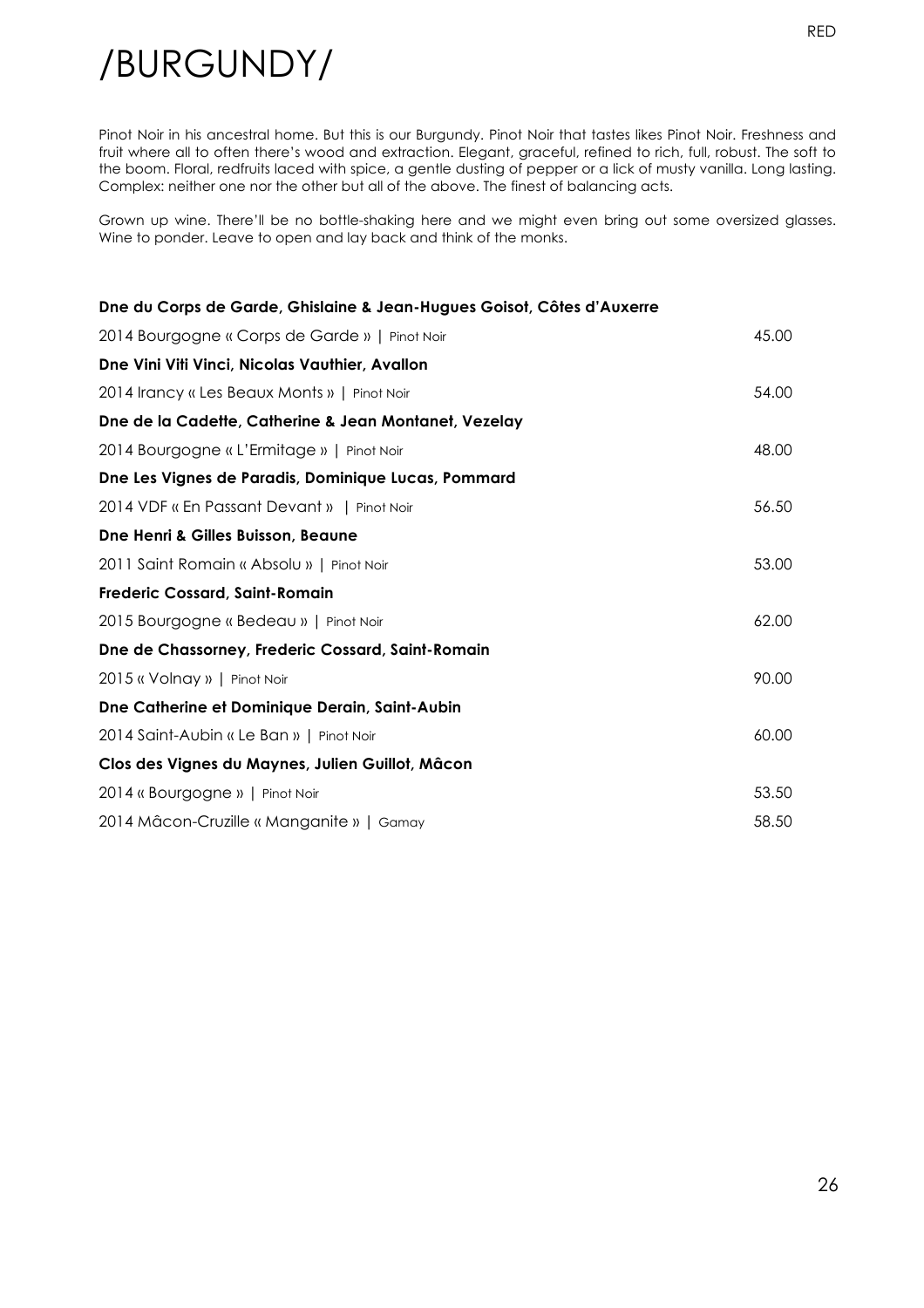# /BURGUNDY/

RED

Pinot Noir in his ancestral home. But this is our Burgundy. Pinot Noir that tastes likes Pinot Noir. Freshness and fruit where all to often there's wood and extraction. Elegant, graceful, refined to rich, full, robust. The soft to the boom. Floral, redfruits laced with spice, a gentle dusting of pepper or a lick of musty vanilla. Long lasting. Complex: neither one nor the other but all of the above. The finest of balancing acts.

Grown up wine. There'll be no bottle-shaking here and we might even bring out some oversized glasses. Wine to ponder. Leave to open and lay back and think of the monks.

**Dne du Corps de Garde, Ghislaine & Jean-Hugues Goisot, Côtes d'Auxerre**

2014 Bourgogne « Corps de Garde » | Pinot Noir — 45.00

**Dne Vini Viti Vinci, Nicolas Vauthier, Avallon**

2014 Irancy « Les Beaux Monts » | Pinot Noir — 54.00

**Dne de la Cadette, Catherine & Jean Montanet, Vezelay**

2014 Bourgogne « L'Ermitage » | Pinot Noir — 48.00

**Dne Les Vignes de Paradis, Dominique Lucas, Pommard**

2014 VDF « En Passant Devant » | Pinot Noir — 56.50

**Dne Henri & Gilles Buisson, Beaune**

2011 Saint Romain « Absolu » | Pinot Noir — 53.00

**Frederic Cossard, Saint-Romain**

2015 Bourgogne « Bedeau » | Pinot Noir — 62.00

**Dne de Chassorney, Frederic Cossard, Saint-Romain**

2015 « Volnay » | Pinot Noir — 90.00

**Dne Catherine et Dominique Derain, Saint-Aubin**

2014 Saint-Aubin « Le Ban » | Pinot Noir — 60.00

**Clos des Vignes du Maynes, Julien Guillot, Mâcon**

2014 « Bourgogne » | Pinot Noir — 53.50

2014 Mâcon-Cruzille « Manganite » | Gamay — 58.50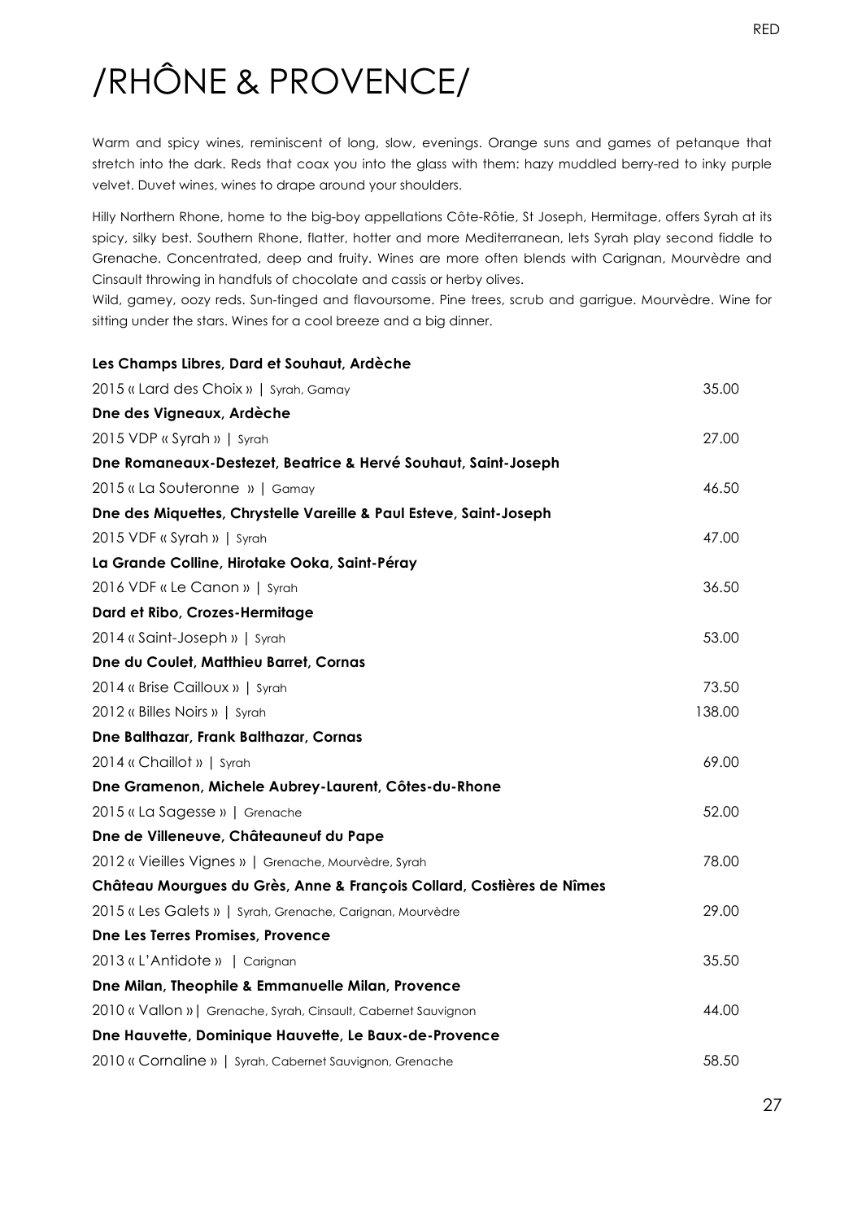RED

# /RHÔNE & PROVENCE/

Warm and spicy wines, reminiscent of long, slow, evenings. Orange suns and games of petanque that stretch into the dark. Reds that coax you into the glass with them: hazy muddled berry-red to inky purple velvet. Duvet wines, wines to drape around your shoulders.

Hilly Northern Rhone, home to the big-boy appellations Côte-Rôtie, St Joseph, Hermitage, offers Syrah at its spicy, silky best. Southern Rhone, flatter, hotter and more Mediterranean, lets Syrah play second fiddle to Grenache. Concentrated, deep and fruity. Wines are more often blends with Carignan, Mourvèdre and Cinsault throwing in handfuls of chocolate and cassis or herby olives.
Wild, gamey, oozy reds. Sun-tinged and flavoursome. Pine trees, scrub and garrigue. Mourvèdre. Wine for sitting under the stars. Wines for a cool breeze and a big dinner.

**Les Champs Libres, Dard et Souhaut, Ardèche**

2015 « Lard des Choix » | Syrah, Gamay — 35.00

**Dne des Vigneaux, Ardèche**

2015 VDP « Syrah » | Syrah — 27.00

**Dne Romaneaux-Destezet, Beatrice & Hervé Souhaut, Saint-Joseph**

2015 « La Souteronne » | Gamay — 46.50

**Dne des Miquettes, Chrystelle Vareille & Paul Esteve, Saint-Joseph**

2015 VDF « Syrah » | Syrah — 47.00

**La Grande Colline, Hirotake Ooka, Saint-Péray**

2016 VDF « Le Canon » | Syrah — 36.50

**Dard et Ribo, Crozes-Hermitage**

2014 « Saint-Joseph » | Syrah — 53.00

**Dne du Coulet, Matthieu Barret, Cornas**

2014 « Brise Cailloux » | Syrah — 73.50

2012 « Billes Noirs » | Syrah — 138.00

**Dne Balthazar, Frank Balthazar, Cornas**

2014 « Chaillot » | Syrah — 69.00

**Dne Gramenon, Michele Aubrey-Laurent, Côtes-du-Rhone**

2015 « La Sagesse » | Grenache — 52.00

**Dne de Villeneuve, Châteauneuf du Pape**

2012 « Vieilles Vignes » | Grenache, Mourvèdre, Syrah — 78.00

**Château Mourgues du Grès, Anne & François Collard, Costières de Nîmes**

2015 « Les Galets » | Syrah, Grenache, Carignan, Mourvèdre — 29.00

**Dne Les Terres Promises, Provence**

2013 « L'Antidote » | Carignan — 35.50

**Dne Milan, Theophile & Emmanuelle Milan, Provence**

2010 « Vallon » | Grenache, Syrah, Cinsault, Cabernet Sauvignon — 44.00

**Dne Hauvette, Dominique Hauvette, Le Baux-de-Provence**

2010 « Cornaline » | Syrah, Cabernet Sauvignon, Grenache — 58.50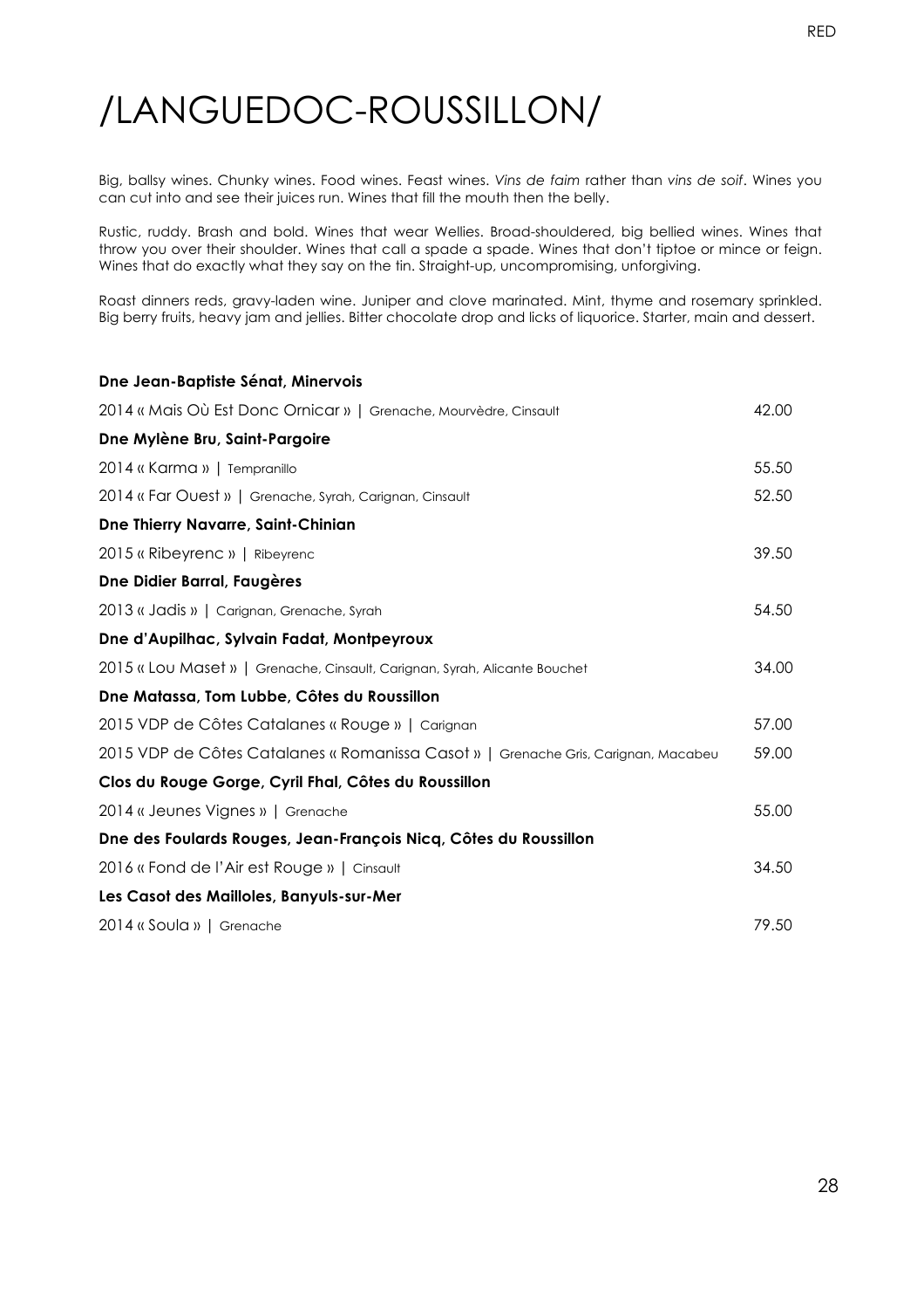# /LANGUEDOC-ROUSSILLON/

Big, ballsy wines. Chunky wines. Food wines. Feast wines. *Vins de faim* rather than *vins de soif*. Wines you can cut into and see their juices run. Wines that fill the mouth then the belly.

Rustic, ruddy. Brash and bold. Wines that wear Wellies. Broad-shouldered, big bellied wines. Wines that throw you over their shoulder. Wines that call a spade a spade. Wines that don't tiptoe or mince or feign. Wines that do exactly what they say on the tin. Straight-up, uncompromising, unforgiving.

Roast dinners reds, gravy-laden wine. Juniper and clove marinated. Mint, thyme and rosemary sprinkled. Big berry fruits, heavy jam and jellies. Bitter chocolate drop and licks of liquorice. Starter, main and dessert.

**Dne Jean-Baptiste Sénat, Minervois**

2014 « Mais Où Est Donc Ornicar » | Grenache, Mourvèdre, Cinsault — 42.00

**Dne Mylène Bru, Saint-Pargoire**

2014 « Karma » | Tempranillo — 55.50

2014 « Far Ouest » | Grenache, Syrah, Carignan, Cinsault — 52.50

**Dne Thierry Navarre, Saint-Chinian**

2015 « Ribeyrenc » | Ribeyrenc — 39.50

**Dne Didier Barral, Faugères**

2013 « Jadis » | Carignan, Grenache, Syrah — 54.50

**Dne d'Aupilhac, Sylvain Fadat, Montpeyroux**

2015 « Lou Maset » | Grenache, Cinsault, Carignan, Syrah, Alicante Bouchet — 34.00

**Dne Matassa, Tom Lubbe, Côtes du Roussillon**

2015 VDP de Côtes Catalanes « Rouge » | Carignan — 57.00

2015 VDP de Côtes Catalanes « Romanissa Casot » | Grenache Gris, Carignan, Macabeu — 59.00

**Clos du Rouge Gorge, Cyril Fhal, Côtes du Roussillon**

2014 « Jeunes Vignes » | Grenache — 55.00

**Dne des Foulards Rouges, Jean-François Nicq, Côtes du Roussillon**

2016 « Fond de l'Air est Rouge » | Cinsault — 34.50

**Les Casot des Mailloles, Banyuls-sur-Mer**

2014 « Soula » | Grenache — 79.50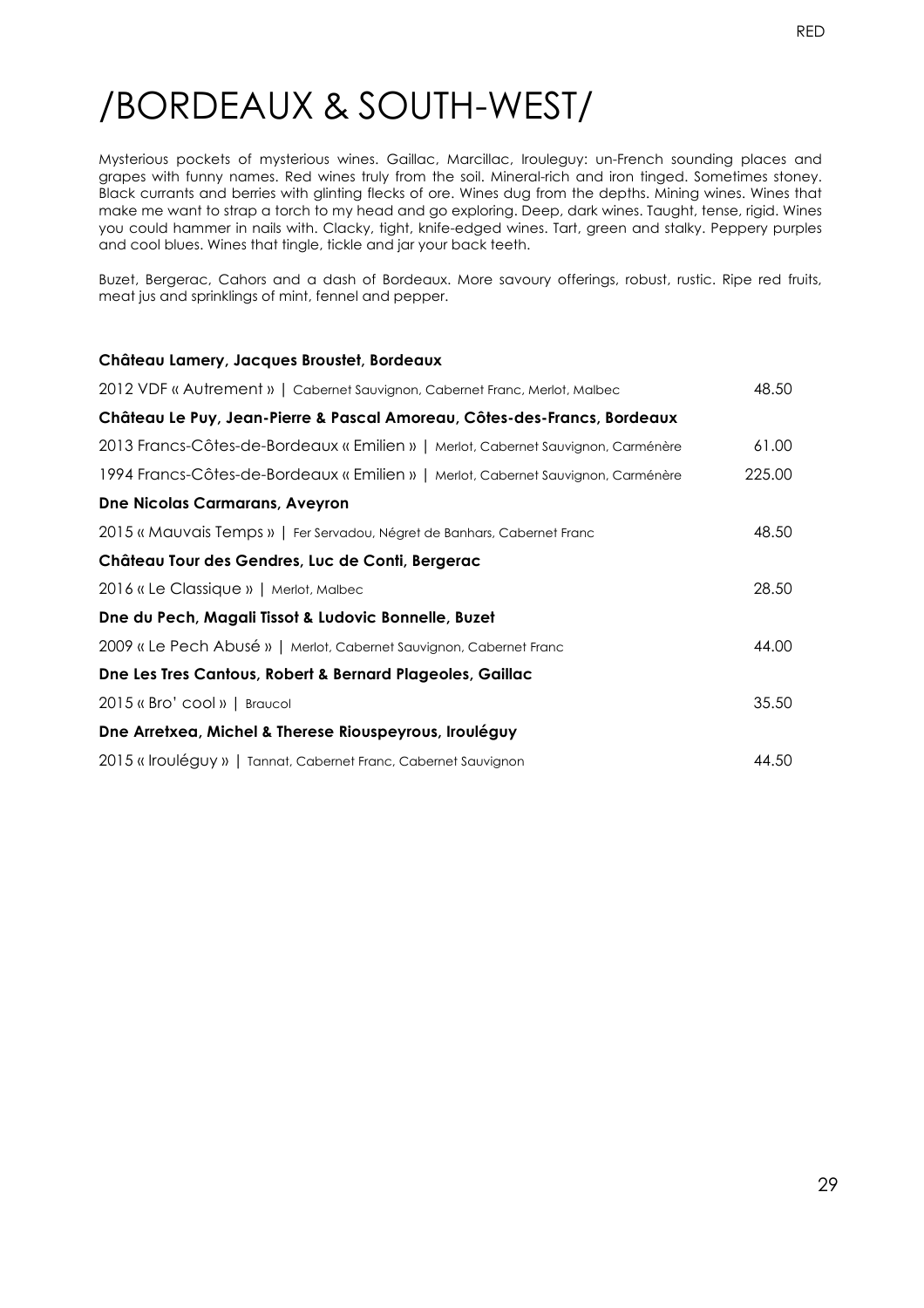# /BORDEAUX & SOUTH-WEST/

Mysterious pockets of mysterious wines. Gaillac, Marcillac, Irouleguy: un-French sounding places and grapes with funny names. Red wines truly from the soil. Mineral-rich and iron tinged. Sometimes stoney. Black currants and berries with glinting flecks of ore. Wines dug from the depths. Mining wines. Wines that make me want to strap a torch to my head and go exploring. Deep, dark wines. Taught, tense, rigid. Wines you could hammer in nails with. Clacky, tight, knife-edged wines. Tart, green and stalky. Peppery purples and cool blues. Wines that tingle, tickle and jar your back teeth.

Buzet, Bergerac, Cahors and a dash of Bordeaux. More savoury offerings, robust, rustic. Ripe red fruits, meat jus and sprinklings of mint, fennel and pepper.

**Château Lamery, Jacques Broustet, Bordeaux**

2012 VDF « Autrement » | Cabernet Sauvignon, Cabernet Franc, Merlot, Malbec — 48.50

**Château Le Puy, Jean-Pierre & Pascal Amoreau, Côtes-des-Francs, Bordeaux**

2013 Francs-Côtes-de-Bordeaux « Emilien » | Merlot, Cabernet Sauvignon, Carménère — 61.00

1994 Francs-Côtes-de-Bordeaux « Emilien » | Merlot, Cabernet Sauvignon, Carménère — 225.00

**Dne Nicolas Carmarans, Aveyron**

2015 « Mauvais Temps » | Fer Servadou, Négret de Banhars, Cabernet Franc — 48.50

**Château Tour des Gendres, Luc de Conti, Bergerac**

2016 « Le Classique » | Merlot, Malbec — 28.50

**Dne du Pech, Magali Tissot & Ludovic Bonnelle, Buzet**

2009 « Le Pech Abusé » | Merlot, Cabernet Sauvignon, Cabernet Franc — 44.00

**Dne Les Tres Cantous, Robert & Bernard Plageoles, Gaillac**

2015 « Bro' cool » | Braucol — 35.50

**Dne Arretxea, Michel & Therese Riouspeyrous, Irouléguy**

2015 « Irouléguy » | Tannat, Cabernet Franc, Cabernet Sauvignon — 44.50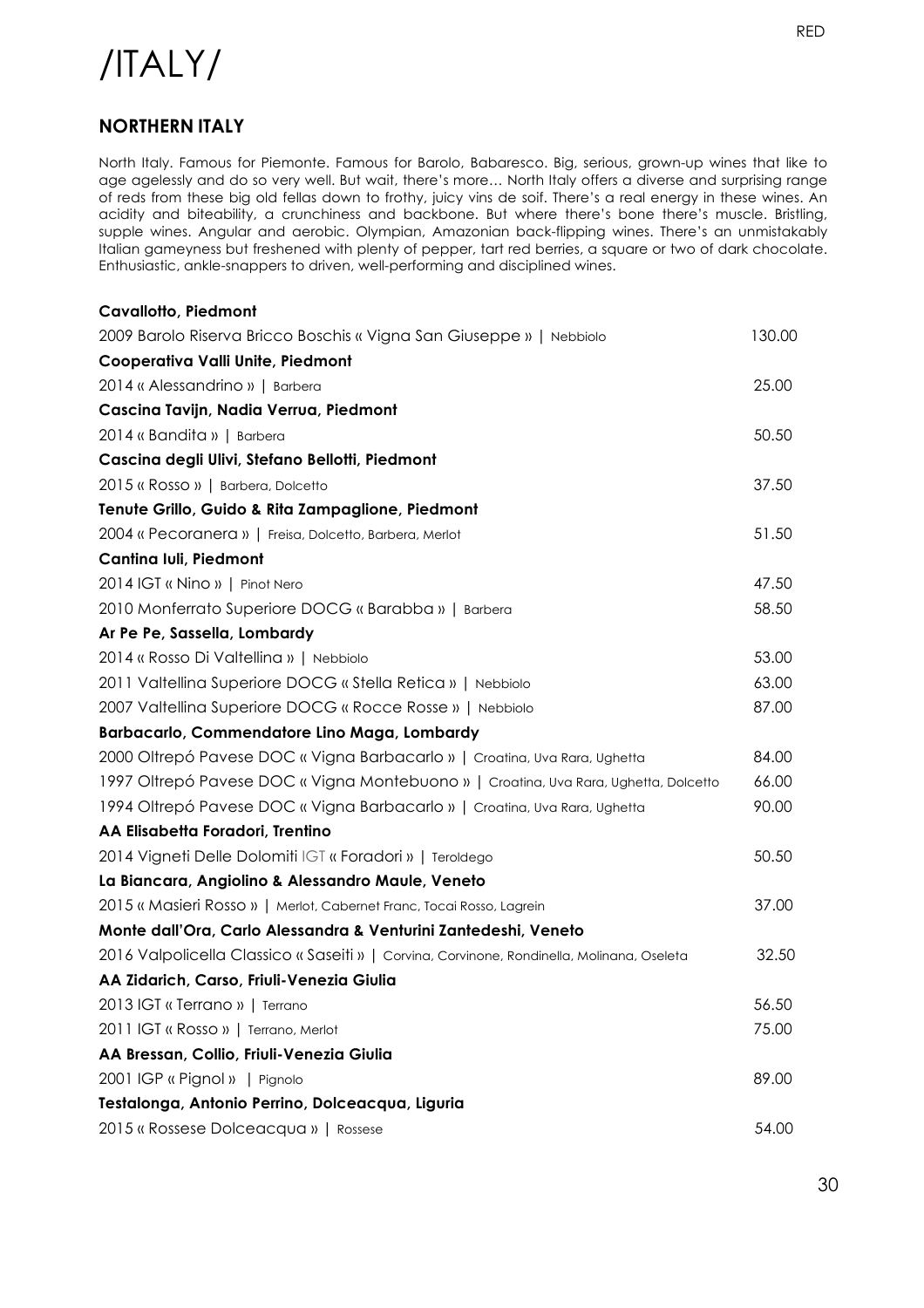RED

# /ITALY/

## NORTHERN ITALY

North Italy. Famous for Piemonte. Famous for Barolo, Babaresco. Big, serious, grown-up wines that like to age agelessly and do so very well. But wait, there's more… North Italy offers a diverse and surprising range of reds from these big old fellas down to frothy, juicy vins de soif. There's a real energy in these wines. An acidity and biteability, a crunchiness and backbone. But where there's bone there's muscle. Bristling, supple wines. Angular and aerobic. Olympian, Amazonian back-flipping wines. There's an unmistakably Italian gameyness but freshened with plenty of pepper, tart red berries, a square or two of dark chocolate. Enthusiastic, ankle-snappers to driven, well-performing and disciplined wines.

**Cavallotto, Piedmont**

2009 Barolo Riserva Bricco Boschis « Vigna San Giuseppe » | Nebbiolo — 130.00

**Cooperativa Valli Unite, Piedmont**

2014 « Alessandrino » | Barbera — 25.00

**Cascina Tavijn, Nadia Verrua, Piedmont**

2014 « Bandita » | Barbera — 50.50

**Cascina degli Ulivi, Stefano Bellotti, Piedmont**

2015 « Rosso » | Barbera, Dolcetto — 37.50

**Tenute Grillo, Guido & Rita Zampaglione, Piedmont**

2004 « Pecoranera » | Freisa, Dolcetto, Barbera, Merlot — 51.50

**Cantina Iuli, Piedmont**

2014 IGT « Nino » | Pinot Nero — 47.50

2010 Monferrato Superiore DOCG « Barabba » | Barbera — 58.50

**Ar Pe Pe, Sassella, Lombardy**

2014 « Rosso Di Valtellina » | Nebbiolo — 53.00

2011 Valtellina Superiore DOCG « Stella Retica » | Nebbiolo — 63.00

2007 Valtellina Superiore DOCG « Rocce Rosse » | Nebbiolo — 87.00

**Barbacarlo, Commendatore Lino Maga, Lombardy**

2000 Oltrepó Pavese DOC « Vigna Barbacarlo » | Croatina, Uva Rara, Ughetta — 84.00

1997 Oltrepó Pavese DOC « Vigna Montebuono » | Croatina, Uva Rara, Ughetta, Dolcetto — 66.00

1994 Oltrepó Pavese DOC « Vigna Barbacarlo » | Croatina, Uva Rara, Ughetta — 90.00

**AA Elisabetta Foradori, Trentino**

2014 Vigneti Delle Dolomiti IGT « Foradori » | Teroldego — 50.50

**La Biancara, Angiolino & Alessandro Maule, Veneto**

2015 « Masieri Rosso » | Merlot, Cabernet Franc, Tocai Rosso, Lagrein — 37.00

**Monte dall'Ora, Carlo Alessandra & Venturini Zantedeshi, Veneto**

2016 Valpolicella Classico « Saseiti » | Corvina, Corvinone, Rondinella, Molinana, Oseleta — 32.50

**AA Zidarich, Carso, Friuli-Venezia Giulia**

2013 IGT « Terrano » | Terrano — 56.50

2011 IGT « Rosso » | Terrano, Merlot — 75.00

**AA Bressan, Collio, Friuli-Venezia Giulia**

2001 IGP « Pignol » | Pignolo — 89.00

**Testalonga, Antonio Perrino, Dolceacqua, Liguria**

2015 « Rossese Dolceacqua » | Rossese — 54.00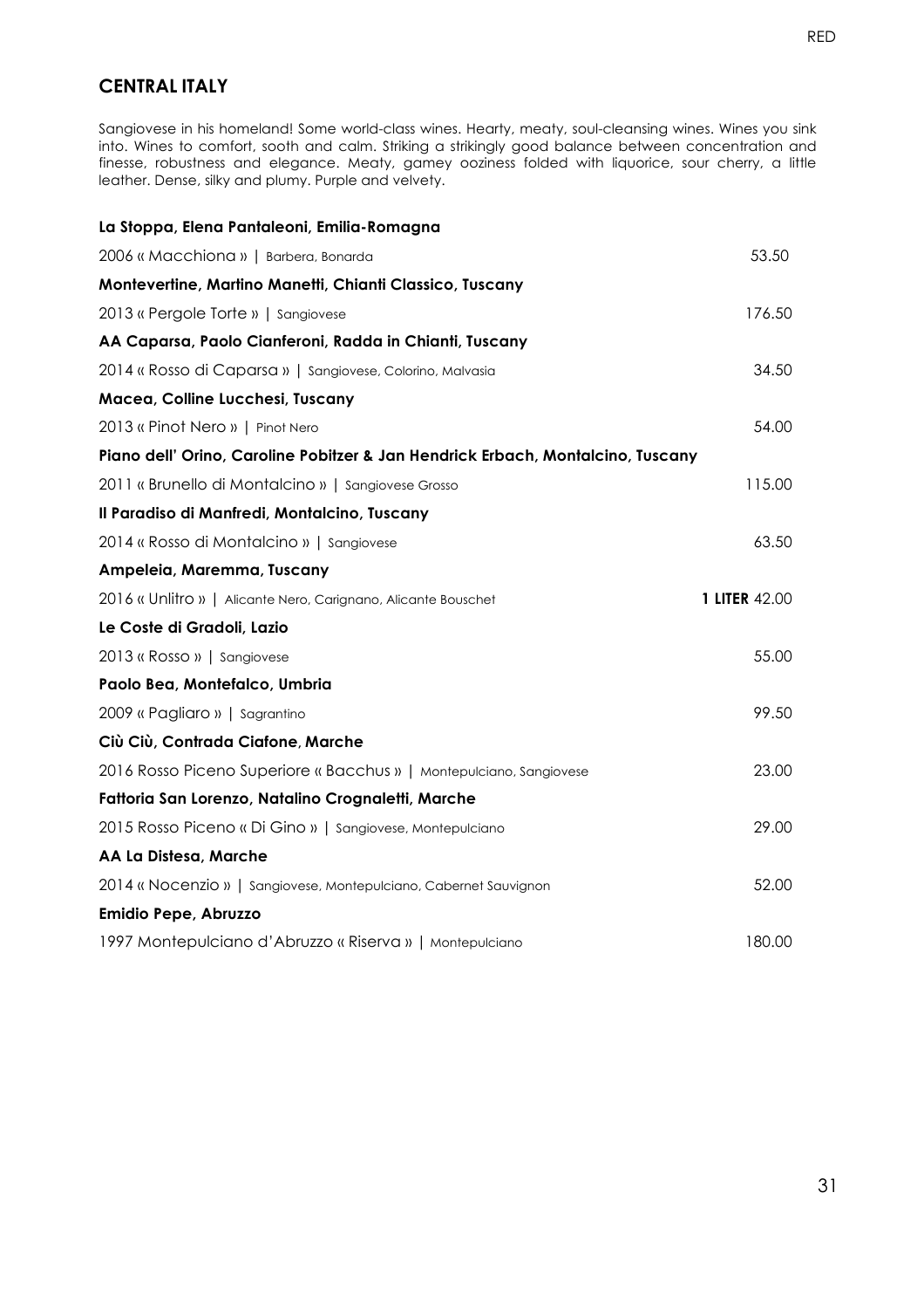RED

## CENTRAL ITALY

Sangiovese in his homeland! Some world-class wines. Hearty, meaty, soul-cleansing wines. Wines you sink into. Wines to comfort, sooth and calm. Striking a strikingly good balance between concentration and finesse, robustness and elegance. Meaty, gamey ooziness folded with liquorice, sour cherry, a little leather. Dense, silky and plumy. Purple and velvety.

**La Stoppa, Elena Pantaleoni, Emilia-Romagna**

2006 « Macchiona » | Barbera, Bonarda — 53.50

**Montevertine, Martino Manetti, Chianti Classico, Tuscany**

2013 « Pergole Torte » | Sangiovese — 176.50

**AA Caparsa, Paolo Cianferoni, Radda in Chianti, Tuscany**

2014 « Rosso di Caparsa » | Sangiovese, Colorino, Malvasia — 34.50

**Macea, Colline Lucchesi, Tuscany**

2013 « Pinot Nero » | Pinot Nero — 54.00

**Piano dell' Orino, Caroline Pobitzer & Jan Hendrick Erbach, Montalcino, Tuscany**

2011 « Brunello di Montalcino » | Sangiovese Grosso — 115.00

**Il Paradiso di Manfredi, Montalcino, Tuscany**

2014 « Rosso di Montalcino » | Sangiovese — 63.50

**Ampeleia, Maremma, Tuscany**

2016 « Unlitro » | Alicante Nero, Carignano, Alicante Bouschet — **1 LITER** 42.00

**Le Coste di Gradoli, Lazio**

2013 « Rosso » | Sangiovese — 55.00

**Paolo Bea, Montefalco, Umbria**

2009 « Pagliaro » | Sagrantino — 99.50

**Ciù Ciù, Contrada Ciafone, Marche**

2016 Rosso Piceno Superiore « Bacchus » | Montepulciano, Sangiovese — 23.00

**Fattoria San Lorenzo, Natalino Crognaletti, Marche**

2015 Rosso Piceno « Di Gino » | Sangiovese, Montepulciano — 29.00

**AA La Distesa, Marche**

2014 « Nocenzio » | Sangiovese, Montepulciano, Cabernet Sauvignon — 52.00

**Emidio Pepe, Abruzzo**

1997 Montepulciano d'Abruzzo « Riserva » | Montepulciano — 180.00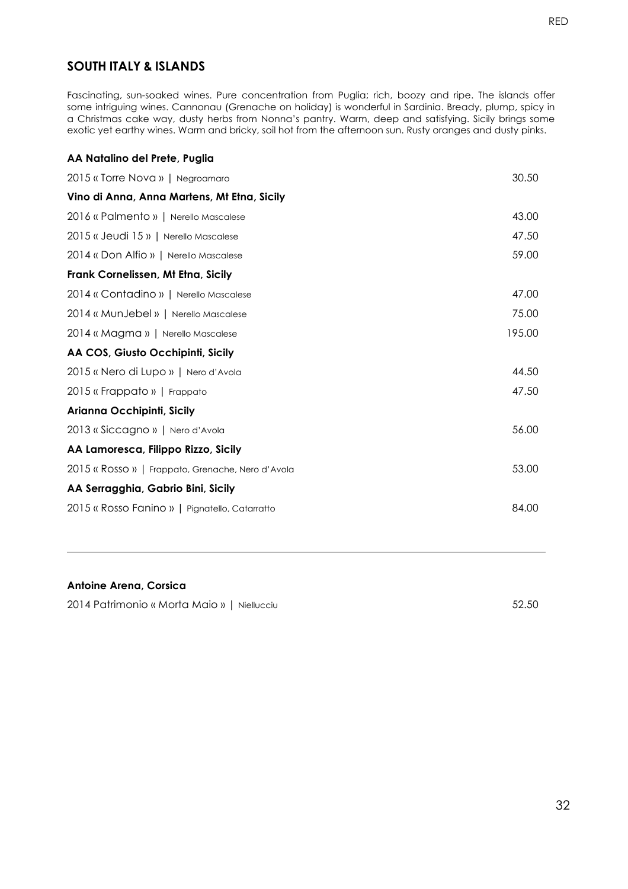RED

## SOUTH ITALY & ISLANDS

Fascinating, sun-soaked wines. Pure concentration from Puglia; rich, boozy and ripe. The islands offer some intriguing wines. Cannonau (Grenache on holiday) is wonderful in Sardinia. Bready, plump, spicy in a Christmas cake way, dusty herbs from Nonna's pantry. Warm, deep and satisfying. Sicily brings some exotic yet earthy wines. Warm and bricky, soil hot from the afternoon sun. Rusty oranges and dusty pinks.

**AA Natalino del Prete, Puglia**

2015 « Torre Nova » | Negroamaro — 30.50

**Vino di Anna, Anna Martens, Mt Etna, Sicily**

2016 « Palmento » | Nerello Mascalese — 43.00

2015 « Jeudi 15 » | Nerello Mascalese — 47.50

2014 « Don Alfio » | Nerello Mascalese — 59.00

**Frank Cornelissen, Mt Etna, Sicily**

2014 « Contadino » | Nerello Mascalese — 47.00

2014 « MunJebel » | Nerello Mascalese — 75.00

2014 « Magma » | Nerello Mascalese — 195.00

**AA COS, Giusto Occhipinti, Sicily**

2015 « Nero di Lupo » | Nero d'Avola — 44.50

2015 « Frappato » | Frappato — 47.50

**Arianna Occhipinti, Sicily**

2013 « Siccagno » | Nero d'Avola — 56.00

**AA Lamoresca, Filippo Rizzo, Sicily**

2015 « Rosso » | Frappato, Grenache, Nero d'Avola — 53.00

**AA Serragghia, Gabrio Bini, Sicily**

2015 « Rosso Fanino » | Pignatello, Catarratto — 84.00

---

**Antoine Arena, Corsica**

2014 Patrimonio « Morta Maio » | Niellucciu — 52.50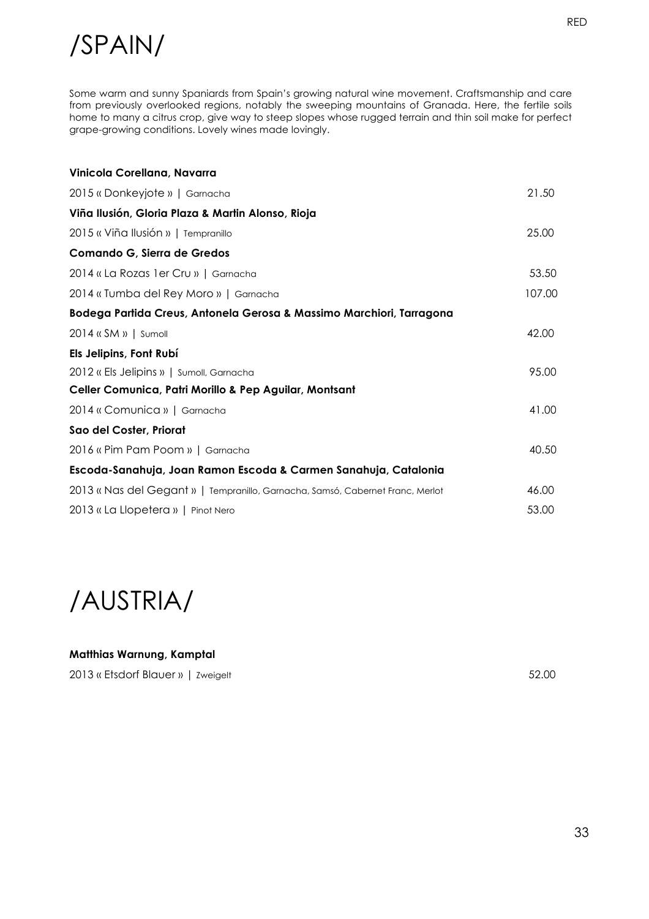RED

# /SPAIN/

Some warm and sunny Spaniards from Spain's growing natural wine movement. Craftsmanship and care from previously overlooked regions, notably the sweeping mountains of Granada. Here, the fertile soils home to many a citrus crop, give way to steep slopes whose rugged terrain and thin soil make for perfect grape-growing conditions. Lovely wines made lovingly.

**Vinicola Corellana, Navarra**

| | |
|---|---|
| 2015 « Donkeyjote » \| Garnacha | 21.50 |

**Viña Ilusión, Gloria Plaza & Martin Alonso, Rioja**

| | |
|---|---|
| 2015 « Viña Ilusión » \| Tempranillo | 25.00 |

**Comando G, Sierra de Gredos**

| | |
|---|---|
| 2014 « La Rozas 1er Cru » \| Garnacha | 53.50 |
| 2014 « Tumba del Rey Moro » \| Garnacha | 107.00 |

**Bodega Partida Creus, Antonela Gerosa & Massimo Marchiori, Tarragona**

| | |
|---|---|
| 2014 « SM » \| Sumoll | 42.00 |

**Els Jelipins, Font Rubí**

| | |
|---|---|
| 2012 « Els Jelipins » \| Sumoll, Garnacha | 95.00 |

**Celler Comunica, Patri Morillo & Pep Aguilar, Montsant**

| | |
|---|---|
| 2014 « Comunica » \| Garnacha | 41.00 |

**Sao del Coster, Priorat**

| | |
|---|---|
| 2016 « Pim Pam Poom » \| Garnacha | 40.50 |

**Escoda-Sanahuja, Joan Ramon Escoda & Carmen Sanahuja, Catalonia**

| | |
|---|---|
| 2013 « Nas del Gegant » \| Tempranillo, Garnacha, Samsó, Cabernet Franc, Merlot | 46.00 |
| 2013 « La Llopetera » \| Pinot Nero | 53.00 |

# /AUSTRIA/

**Matthias Warnung, Kamptal**

| | |
|---|---|
| 2013 « Etsdorf Blauer » \| Zweigelt | 52.00 |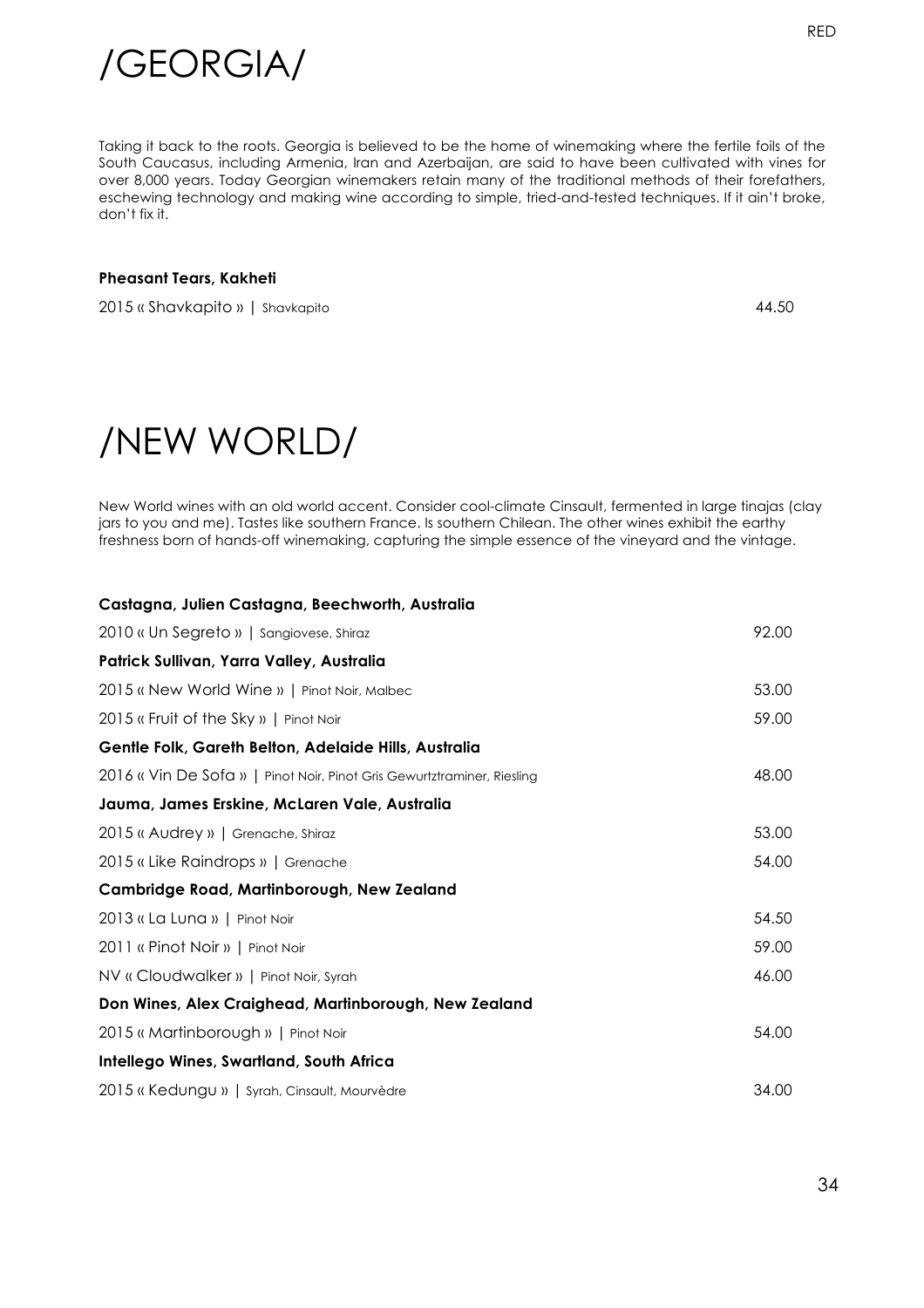# /GEORGIA/

Taking it back to the roots. Georgia is believed to be the home of winemaking where the fertile foils of the South Caucasus, including Armenia, Iran and Azerbaijan, are said to have been cultivated with vines for over 8,000 years. Today Georgian winemakers retain many of the traditional methods of their forefathers, eschewing technology and making wine according to simple, tried-and-tested techniques. If it ain't broke, don't fix it.

**Pheasant Tears, Kakheti**

| | |
|---|---|
| 2015 « Shavkapito » \| Shavkapito | 44.50 |

# /NEW WORLD/

New World wines with an old world accent. Consider cool-climate Cinsault, fermented in large tinajas (clay jars to you and me). Tastes like southern France. Is southern Chilean. The other wines exhibit the earthy freshness born of hands-off winemaking, capturing the simple essence of the vineyard and the vintage.

| | |
|---|---|
| **Castagna, Julien Castagna, Beechworth, Australia** | |
| 2010 « Un Segreto » \| Sangiovese, Shiraz | 92.00 |
| **Patrick Sullivan, Yarra Valley, Australia** | |
| 2015 « New World Wine » \| Pinot Noir, Malbec | 53.00 |
| 2015 « Fruit of the Sky » \| Pinot Noir | 59.00 |
| **Gentle Folk, Gareth Belton, Adelaide Hills, Australia** | |
| 2016 « Vin De Sofa » \| Pinot Noir, Pinot Gris Gewurtztraminer, Riesling | 48.00 |
| **Jauma, James Erskine, McLaren Vale, Australia** | |
| 2015 « Audrey » \| Grenache, Shiraz | 53.00 |
| 2015 « Like Raindrops » \| Grenache | 54.00 |
| **Cambridge Road, Martinborough, New Zealand** | |
| 2013 « La Luna » \| Pinot Noir | 54.50 |
| 2011 « Pinot Noir » \| Pinot Noir | 59.00 |
| NV « Cloudwalker » \| Pinot Noir, Syrah | 46.00 |
| **Don Wines, Alex Craighead, Martinborough, New Zealand** | |
| 2015 « Martinborough » \| Pinot Noir | 54.00 |
| **Intellego Wines, Swartland, South Africa** | |
| 2015 « Kedungu » \| Syrah, Cinsault, Mourvèdre | 34.00 |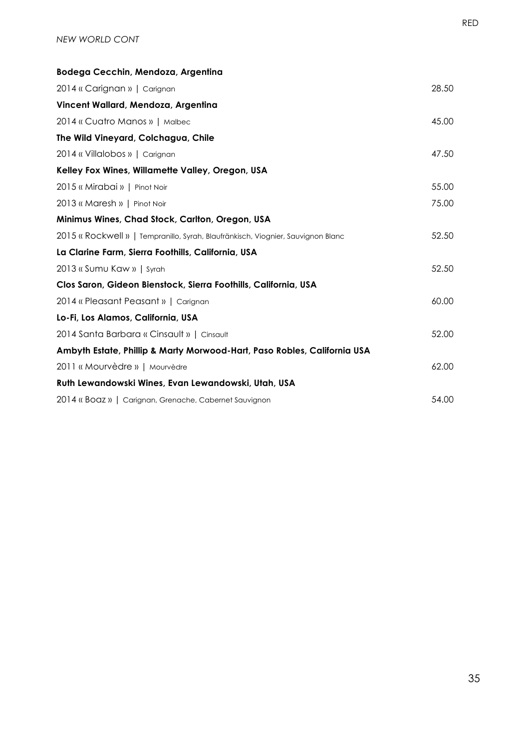*NEW WORLD CONT*

RED

**Bodega Cecchin, Mendoza, Argentina**

| | |
|---|---|
| 2014 « Carignan » \| Carignan | 28.50 |

**Vincent Wallard, Mendoza, Argentina**

| | |
|---|---|
| 2014 « Cuatro Manos » \| Malbec | 45.00 |

**The Wild Vineyard, Colchagua, Chile**

| | |
|---|---|
| 2014 « Villalobos » \| Carignan | 47.50 |

**Kelley Fox Wines, Willamette Valley, Oregon, USA**

| | |
|---|---|
| 2015 « Mirabai » \| Pinot Noir | 55.00 |
| 2013 « Maresh » \| Pinot Noir | 75.00 |

**Minimus Wines, Chad Stock, Carlton, Oregon, USA**

| | |
|---|---|
| 2015 « Rockwell » \| Tempranillo, Syrah, Blaufränkisch, Viognier, Sauvignon Blanc | 52.50 |

**La Clarine Farm, Sierra Foothills, California, USA**

| | |
|---|---|
| 2013 « Sumu Kaw » \| Syrah | 52.50 |

**Clos Saron, Gideon Bienstock, Sierra Foothills, California, USA**

| | |
|---|---|
| 2014 « Pleasant Peasant » \| Carignan | 60.00 |

**Lo-Fi, Los Alamos, California, USA**

| | |
|---|---|
| 2014 Santa Barbara « Cinsault » \| Cinsault | 52.00 |

**Ambyth Estate, Phillip & Marty Morwood-Hart, Paso Robles, California USA**

| | |
|---|---|
| 2011 « Mourvèdre » \| Mourvèdre | 62.00 |

**Ruth Lewandowski Wines, Evan Lewandowski, Utah, USA**

| | |
|---|---|
| 2014 « Boaz » \| Carignan, Grenache, Cabernet Sauvignon | 54.00 |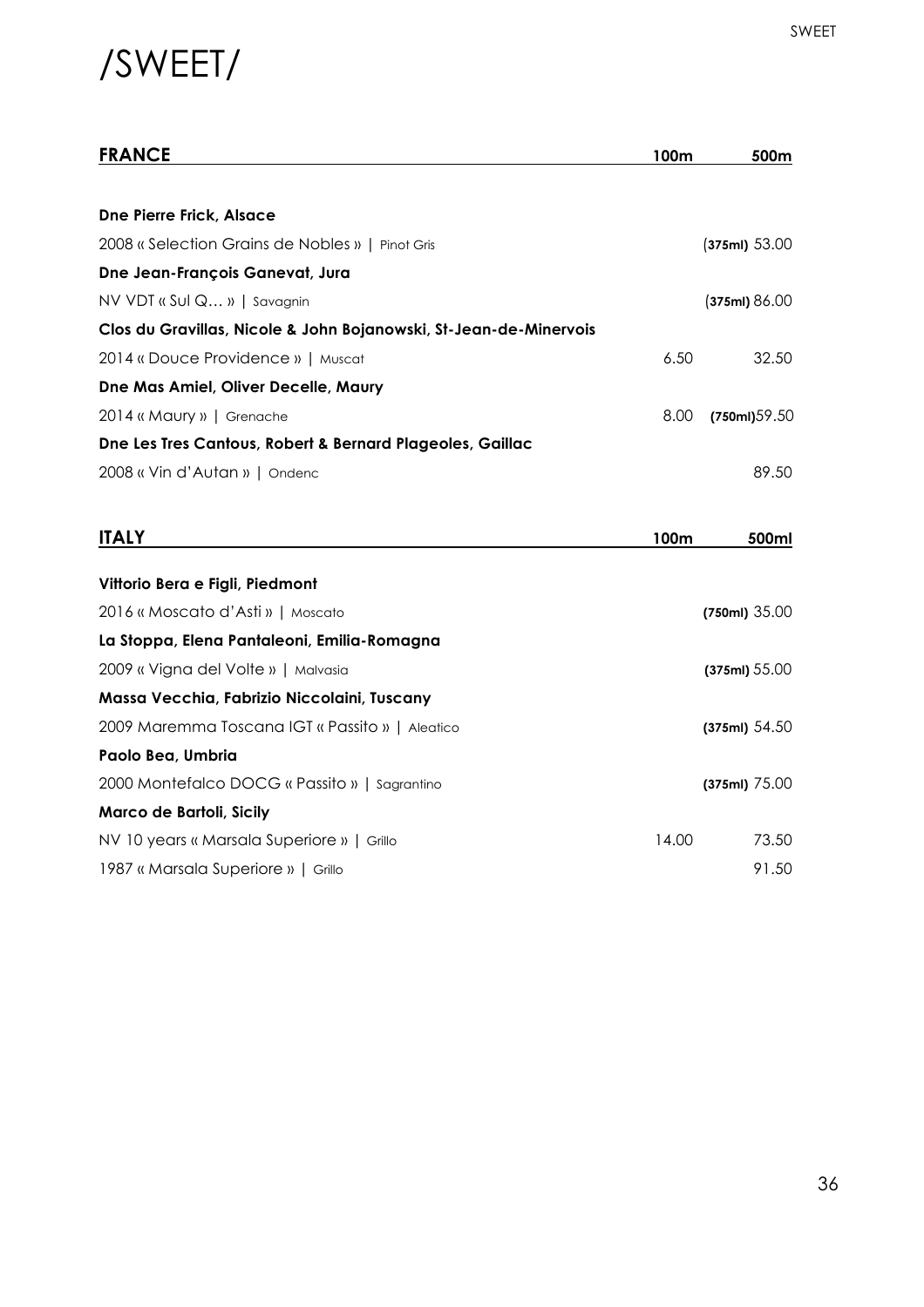# /SWEET/

| FRANCE | 100m | 500m |
|---|---|---|
| **Dne Pierre Frick, Alsace** | | |
| 2008 « Selection Grains de Nobles » \| Pinot Gris | | (375ml) 53.00 |
| **Dne Jean-François Ganevat, Jura** | | |
| NV VDT « Sul Q… » \| Savagnin | | (375ml) 86.00 |
| **Clos du Gravillas, Nicole & John Bojanowski, St-Jean-de-Minervois** | | |
| 2014 « Douce Providence » \| Muscat | 6.50 | 32.50 |
| **Dne Mas Amiel, Oliver Decelle, Maury** | | |
| 2014 « Maury » \| Grenache | 8.00 | (750ml)59.50 |
| **Dne Les Tres Cantous, Robert & Bernard Plageoles, Gaillac** | | |
| 2008 « Vin d'Autan » \| Ondenc | | 89.50 |

| ITALY | 100m | 500ml |
|---|---|---|
| **Vittorio Bera e Figli, Piedmont** | | |
| 2016 « Moscato d'Asti » \| Moscato | | (750ml) 35.00 |
| **La Stoppa, Elena Pantaleoni, Emilia-Romagna** | | |
| 2009 « Vigna del Volte » \| Malvasia | | (375ml) 55.00 |
| **Massa Vecchia, Fabrizio Niccolaini, Tuscany** | | |
| 2009 Maremma Toscana IGT « Passito » \| Aleatico | | (375ml) 54.50 |
| **Paolo Bea, Umbria** | | |
| 2000 Montefalco DOCG « Passito » \| Sagrantino | | (375ml) 75.00 |
| **Marco de Bartoli, Sicily** | | |
| NV 10 years « Marsala Superiore » \| Grillo | 14.00 | 73.50 |
| 1987 « Marsala Superiore » \| Grillo | | 91.50 |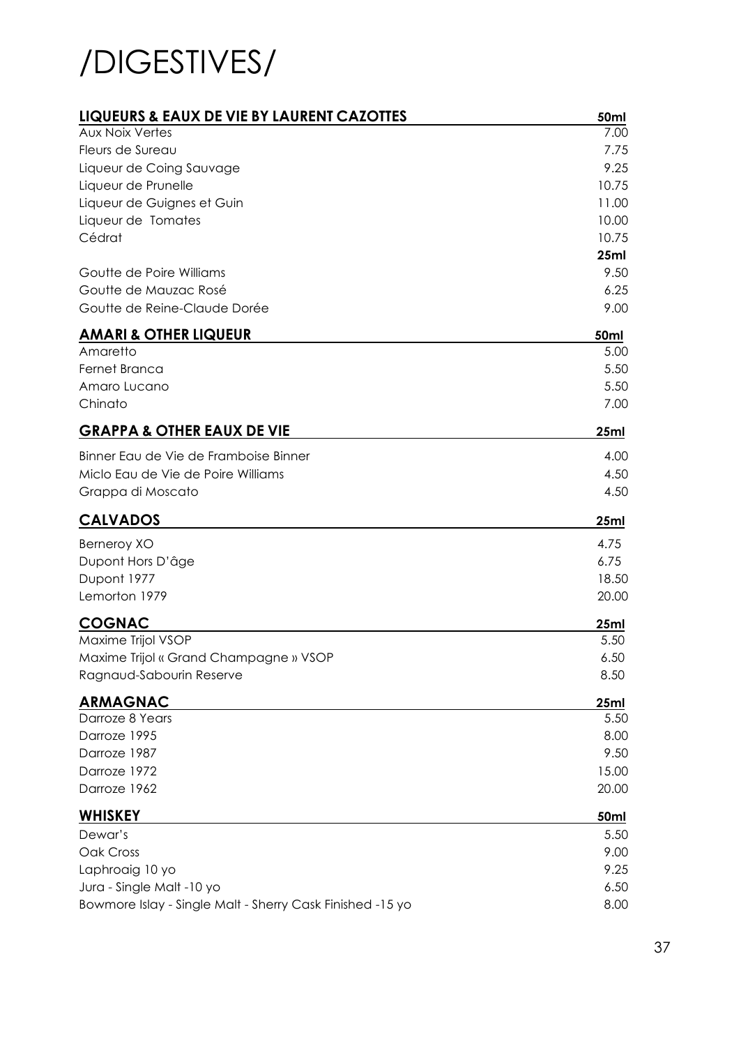# /DIGESTIVES/

| LIQUEURS & EAUX DE VIE BY LAURENT CAZOTTES | 50ml |
| --- | --- |
| Aux Noix Vertes | 7.00 |
| Fleurs de Sureau | 7.75 |
| Liqueur de Coing Sauvage | 9.25 |
| Liqueur de Prunelle | 10.75 |
| Liqueur de Guignes et Guin | 11.00 |
| Liqueur de Tomates | 10.00 |
| Cédrat | 10.75 |
| | **25ml** |
| Goutte de Poire Williams | 9.50 |
| Goutte de Mauzac Rosé | 6.25 |
| Goutte de Reine-Claude Dorée | 9.00 |

| AMARI & OTHER LIQUEUR | 50ml |
| --- | --- |
| Amaretto | 5.00 |
| Fernet Branca | 5.50 |
| Amaro Lucano | 5.50 |
| Chinato | 7.00 |

| GRAPPA & OTHER EAUX DE VIE | 25ml |
| --- | --- |
| Binner Eau de Vie de Framboise Binner | 4.00 |
| Miclo Eau de Vie de Poire Williams | 4.50 |
| Grappa di Moscato | 4.50 |

| CALVADOS | 25ml |
| --- | --- |
| Berneroy XO | 4.75 |
| Dupont Hors D'âge | 6.75 |
| Dupont 1977 | 18.50 |
| Lemorton 1979 | 20.00 |

| COGNAC | 25ml |
| --- | --- |
| Maxime Trijol VSOP | 5.50 |
| Maxime Trijol « Grand Champagne » VSOP | 6.50 |
| Ragnaud-Sabourin Reserve | 8.50 |

| ARMAGNAC | 25ml |
| --- | --- |
| Darroze 8 Years | 5.50 |
| Darroze 1995 | 8.00 |
| Darroze 1987 | 9.50 |
| Darroze 1972 | 15.00 |
| Darroze 1962 | 20.00 |

| WHISKEY | 50ml |
| --- | --- |
| Dewar's | 5.50 |
| Oak Cross | 9.00 |
| Laphroaig 10 yo | 9.25 |
| Jura - Single Malt -10 yo | 6.50 |
| Bowmore Islay - Single Malt - Sherry Cask Finished -15 yo | 8.00 |